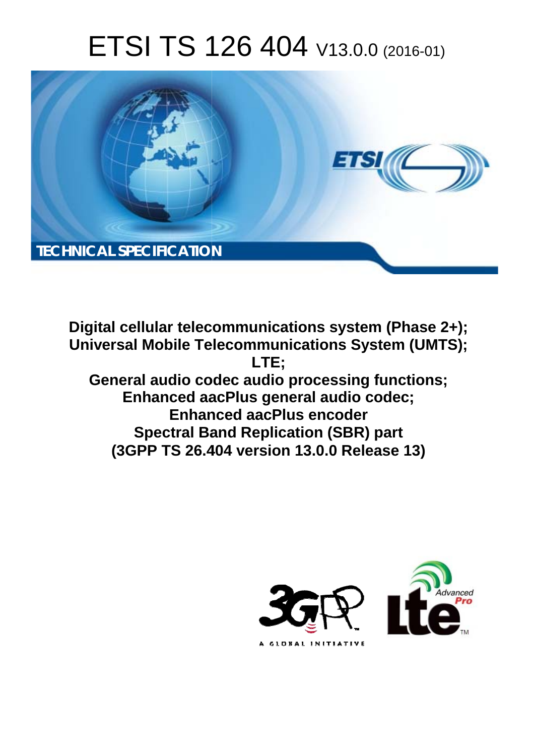# ETSI TS 126 404 V13.0.0 (2016-01)

TECHNICAL SPECIFICATION

**Digital cellular telecommunications system (Phase 2+); Universal Mobile Telecommunications System (UMTS); LTE; General audio codec audio processing functions; Enhanced aacPlus general audio codec; Enhanced aacPlus encoder Spectral Band Replication (SBR) part (3GPP TS 26.404 version 13.0.0 Release 13)**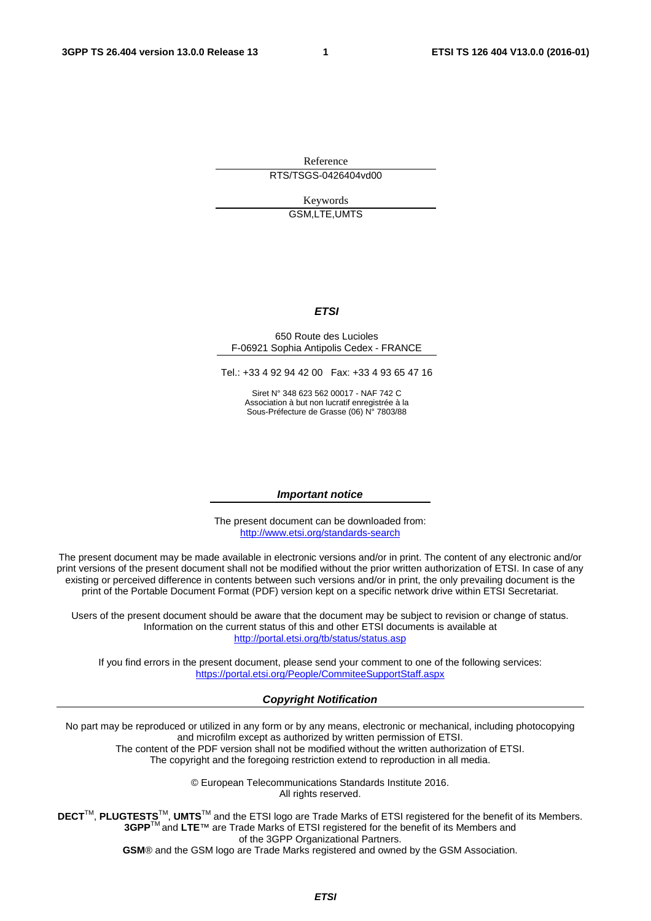Reference

RTS/TSGS-0426404vd00

Keywords

GSM,LTE,UMTS

***ETSI***

650 Route des Lucioles
F-06921 Sophia Antipolis Cedex - FRANCE

Tel.: +33 4 92 94 42 00 Fax: +33 4 93 65 47 16

Siret N° 348 623 562 00017 - NAF 742 C
Association à but non lucratif enregistrée à la
Sous-Préfecture de Grasse (06) N° 7803/88

***Important notice***

The present document can be downloaded from:
http://www.etsi.org/standards-search

The present document may be made available in electronic versions and/or in print. The content of any electronic and/or print versions of the present document shall not be modified without the prior written authorization of ETSI. In case of any existing or perceived difference in contents between such versions and/or in print, the only prevailing document is the print of the Portable Document Format (PDF) version kept on a specific network drive within ETSI Secretariat.

Users of the present document should be aware that the document may be subject to revision or change of status. Information on the current status of this and other ETSI documents is available at
http://portal.etsi.org/tb/status/status.asp

If you find errors in the present document, please send your comment to one of the following services:
https://portal.etsi.org/People/CommiteeSupportStaff.aspx

***Copyright Notification***

No part may be reproduced or utilized in any form or by any means, electronic or mechanical, including photocopying and microfilm except as authorized by written permission of ETSI.
The content of the PDF version shall not be modified without the written authorization of ETSI.
The copyright and the foregoing restriction extend to reproduction in all media.

© European Telecommunications Standards Institute 2016.
All rights reserved.

**DECT**™, **PLUGTESTS**™, **UMTS**™ and the ETSI logo are Trade Marks of ETSI registered for the benefit of its Members.
**3GPP**™ and **LTE**™ are Trade Marks of ETSI registered for the benefit of its Members and of the 3GPP Organizational Partners.
**GSM**® and the GSM logo are Trade Marks registered and owned by the GSM Association.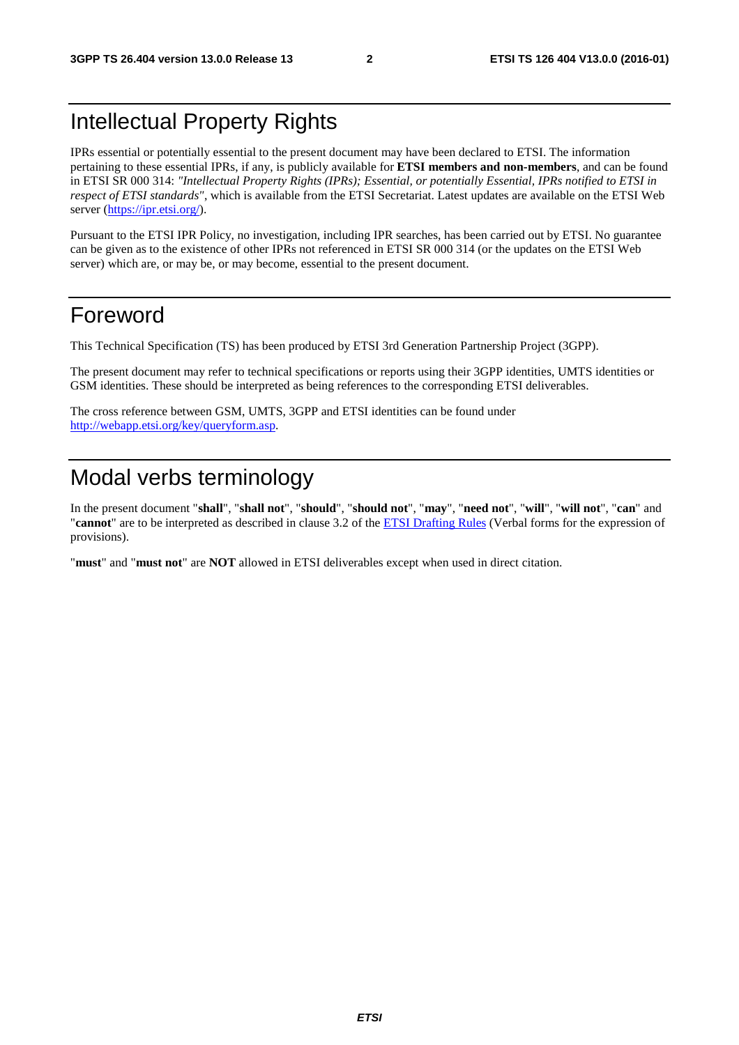# Intellectual Property Rights

IPRs essential or potentially essential to the present document may have been declared to ETSI. The information pertaining to these essential IPRs, if any, is publicly available for **ETSI members and non-members**, and can be found in ETSI SR 000 314: *"Intellectual Property Rights (IPRs); Essential, or potentially Essential, IPRs notified to ETSI in respect of ETSI standards"*, which is available from the ETSI Secretariat. Latest updates are available on the ETSI Web server (https://ipr.etsi.org/).

Pursuant to the ETSI IPR Policy, no investigation, including IPR searches, has been carried out by ETSI. No guarantee can be given as to the existence of other IPRs not referenced in ETSI SR 000 314 (or the updates on the ETSI Web server) which are, or may be, or may become, essential to the present document.

# Foreword

This Technical Specification (TS) has been produced by ETSI 3rd Generation Partnership Project (3GPP).

The present document may refer to technical specifications or reports using their 3GPP identities, UMTS identities or GSM identities. These should be interpreted as being references to the corresponding ETSI deliverables.

The cross reference between GSM, UMTS, 3GPP and ETSI identities can be found under http://webapp.etsi.org/key/queryform.asp.

# Modal verbs terminology

In the present document "**shall**", "**shall not**", "**should**", "**should not**", "**may**", "**need not**", "**will**", "**will not**", "**can**" and "**cannot**" are to be interpreted as described in clause 3.2 of the ETSI Drafting Rules (Verbal forms for the expression of provisions).

"**must**" and "**must not**" are **NOT** allowed in ETSI deliverables except when used in direct citation.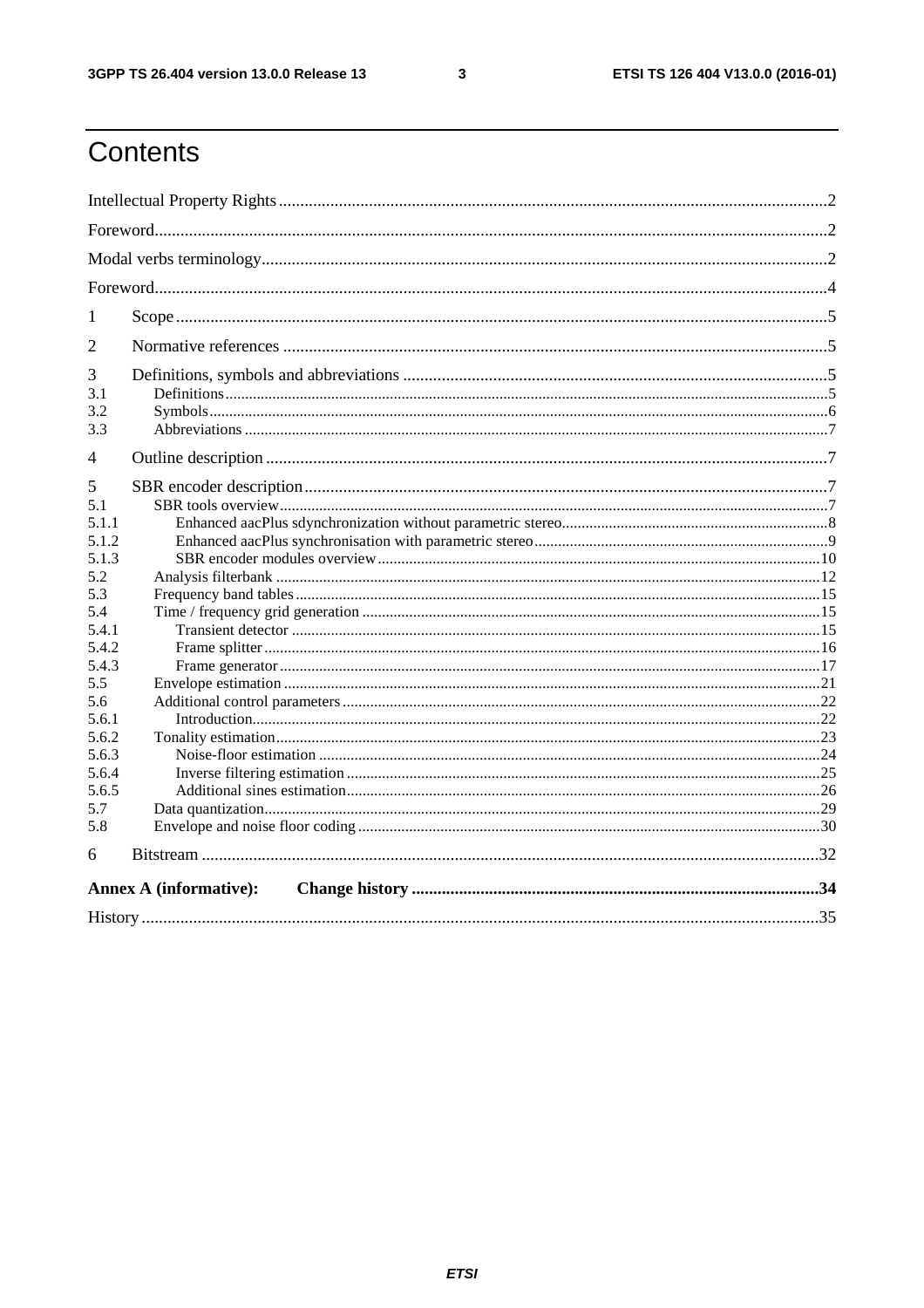# Contents

Intellectual Property Rights ... 2
Foreword ... 2
Modal verbs terminology ... 2
Foreword ... 4
1 Scope ... 5
2 Normative references ... 5
3 Definitions, symbols and abbreviations ... 5
3.1 Definitions ... 5
3.2 Symbols ... 6
3.3 Abbreviations ... 7
4 Outline description ... 7
5 SBR encoder description ... 7
5.1 SBR tools overview ... 7
5.1.1 Enhanced aacPlus sdynchronization without parametric stereo ... 8
5.1.2 Enhanced aacPlus synchronisation with parametric stereo ... 9
5.1.3 SBR encoder modules overview ... 10
5.2 Analysis filterbank ... 12
5.3 Frequency band tables ... 15
5.4 Time / frequency grid generation ... 15
5.4.1 Transient detector ... 15
5.4.2 Frame splitter ... 16
5.4.3 Frame generator ... 17
5.5 Envelope estimation ... 21
5.6 Additional control parameters ... 22
5.6.1 Introduction ... 22
5.6.2 Tonality estimation ... 23
5.6.3 Noise-floor estimation ... 24
5.6.4 Inverse filtering estimation ... 25
5.6.5 Additional sines estimation ... 26
5.7 Data quantization ... 29
5.8 Envelope and noise floor coding ... 30
6 Bitstream ... 32
**Annex A (informative): Change history ... 34**
History ... 35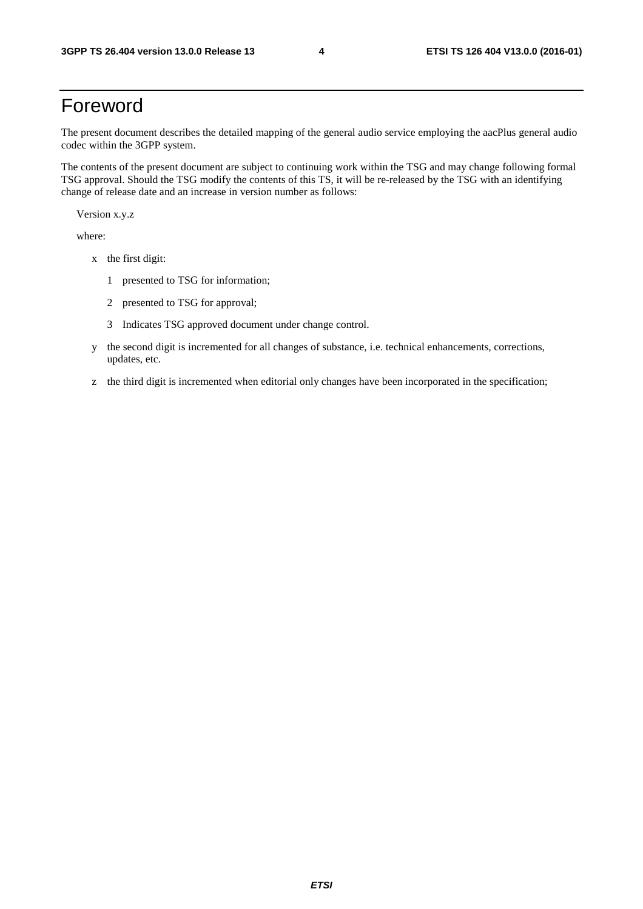# Foreword

The present document describes the detailed mapping of the general audio service employing the aacPlus general audio codec within the 3GPP system.

The contents of the present document are subject to continuing work within the TSG and may change following formal TSG approval. Should the TSG modify the contents of this TS, it will be re-released by the TSG with an identifying change of release date and an increase in version number as follows:

Version x.y.z

where:

- x the first digit:
  - 1 presented to TSG for information;
  - 2 presented to TSG for approval;
  - 3 Indicates TSG approved document under change control.
- y the second digit is incremented for all changes of substance, i.e. technical enhancements, corrections, updates, etc.
- z the third digit is incremented when editorial only changes have been incorporated in the specification;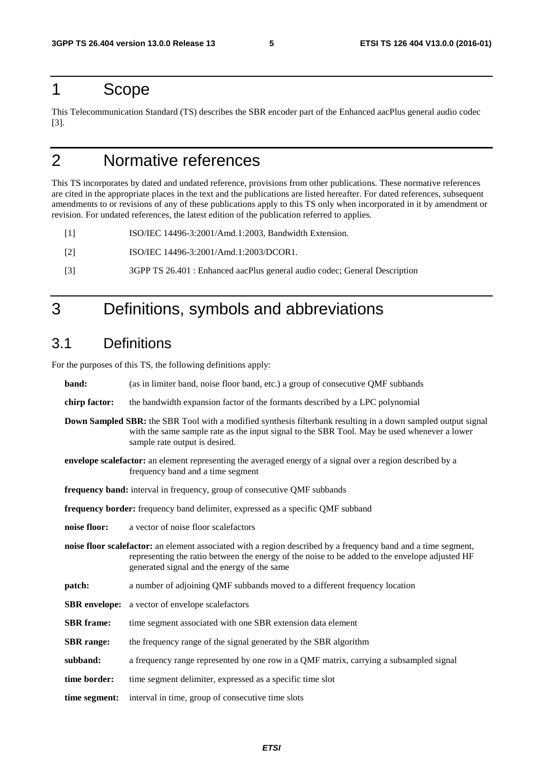# 1 Scope

This Telecommunication Standard (TS) describes the SBR encoder part of the Enhanced aacPlus general audio codec [3].

# 2 Normative references

This TS incorporates by dated and undated reference, provisions from other publications. These normative references are cited in the appropriate places in the text and the publications are listed hereafter. For dated references, subsequent amendments to or revisions of any of these publications apply to this TS only when incorporated in it by amendment or revision. For undated references, the latest edition of the publication referred to applies.

[1] ISO/IEC 14496-3:2001/Amd.1:2003, Bandwidth Extension.

[2] ISO/IEC 14496-3:2001/Amd.1:2003/DCOR1.

[3] 3GPP TS 26.401 : Enhanced aacPlus general audio codec; General Description

# 3 Definitions, symbols and abbreviations

## 3.1 Definitions

For the purposes of this TS, the following definitions apply:

**band:** (as in limiter band, noise floor band, etc.) a group of consecutive QMF subbands

**chirp factor:** the bandwidth expansion factor of the formants described by a LPC polynomial

**Down Sampled SBR:** the SBR Tool with a modified synthesis filterbank resulting in a down sampled output signal with the same sample rate as the input signal to the SBR Tool. May be used whenever a lower sample rate output is desired.

**envelope scalefactor:** an element representing the averaged energy of a signal over a region described by a frequency band and a time segment

**frequency band:** interval in frequency, group of consecutive QMF subbands

**frequency border:** frequency band delimiter, expressed as a specific QMF subband

**noise floor:** a vector of noise floor scalefactors

**noise floor scalefactor:** an element associated with a region described by a frequency band and a time segment, representing the ratio between the energy of the noise to be added to the envelope adjusted HF generated signal and the energy of the same

**patch:** a number of adjoining QMF subbands moved to a different frequency location

**SBR envelope:** a vector of envelope scalefactors

**SBR frame:** time segment associated with one SBR extension data element

**SBR range:** the frequency range of the signal generated by the SBR algorithm

**subband:** a frequency range represented by one row in a QMF matrix, carrying a subsampled signal

**time border:** time segment delimiter, expressed as a specific time slot

**time segment:** interval in time, group of consecutive time slots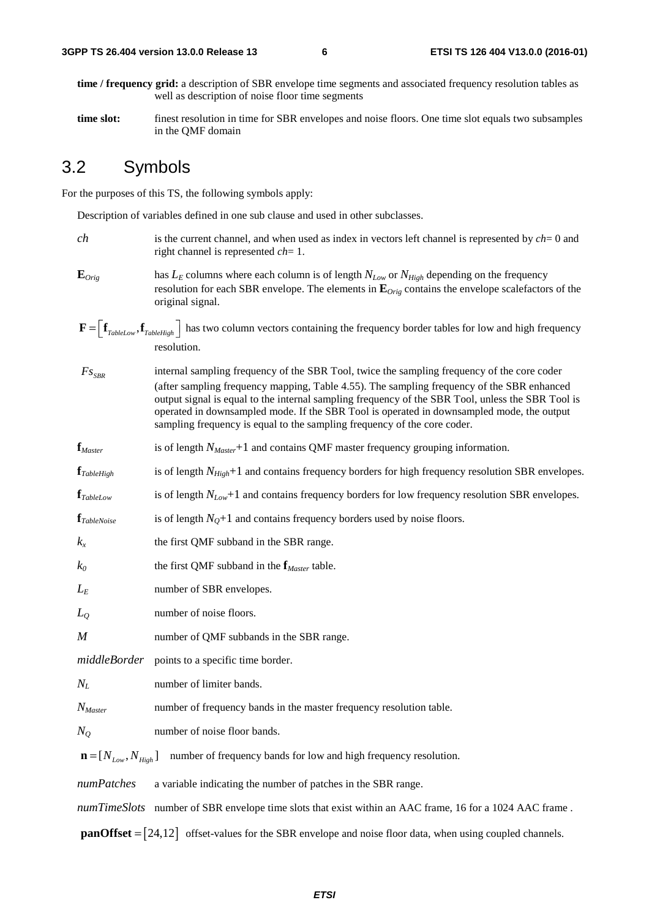**time / frequency grid:** a description of SBR envelope time segments and associated frequency resolution tables as well as description of noise floor time segments

**time slot:** finest resolution in time for SBR envelopes and noise floors. One time slot equals two subsamples in the QMF domain

## 3.2 Symbols

For the purposes of this TS, the following symbols apply:

Description of variables defined in one sub clause and used in other subclasses.

$ch$ is the current channel, and when used as index in vectors left channel is represented by $ch$= 0 and right channel is represented $ch$= 1.

$\mathbf{E}_{Orig}$ has $L_E$ columns where each column is of length $N_{Low}$ or $N_{High}$ depending on the frequency resolution for each SBR envelope. The elements in $\mathbf{E}_{Orig}$ contains the envelope scalefactors of the original signal.

$\mathbf{F} = \left[\mathbf{f}_{TableLow}, \mathbf{f}_{TableHigh}\right]$ has two column vectors containing the frequency border tables for low and high frequency resolution.

$Fs_{SBR}$ internal sampling frequency of the SBR Tool, twice the sampling frequency of the core coder (after sampling frequency mapping, Table 4.55). The sampling frequency of the SBR enhanced output signal is equal to the internal sampling frequency of the SBR Tool, unless the SBR Tool is operated in downsampled mode. If the SBR Tool is operated in downsampled mode, the output sampling frequency is equal to the sampling frequency of the core coder.

$\mathbf{f}_{Master}$ is of length $N_{Master}$+1 and contains QMF master frequency grouping information.

$\mathbf{f}_{TableHigh}$ is of length $N_{High}$+1 and contains frequency borders for high frequency resolution SBR envelopes.

$\mathbf{f}_{TableLow}$ is of length $N_{Low}$+1 and contains frequency borders for low frequency resolution SBR envelopes.

$\mathbf{f}_{TableNoise}$ is of length $N_Q$+1 and contains frequency borders used by noise floors.

$k_x$ the first QMF subband in the SBR range.

$k_0$ the first QMF subband in the $\mathbf{f}_{Master}$ table.

$L_E$ number of SBR envelopes.

$L_Q$ number of noise floors.

$M$ number of QMF subbands in the SBR range.

$middleBorder$ points to a specific time border.

$N_L$ number of limiter bands.

$N_{Master}$ number of frequency bands in the master frequency resolution table.

$N_Q$ number of noise floor bands.

$\mathbf{n} = [N_{Low}, N_{High}]$ number of frequency bands for low and high frequency resolution.

$numPatches$ a variable indicating the number of patches in the SBR range.

$numTimeSlots$ number of SBR envelope time slots that exist within an AAC frame, 16 for a 1024 AAC frame .

$\mathbf{panOffset} = [24,12]$ offset-values for the SBR envelope and noise floor data, when using coupled channels.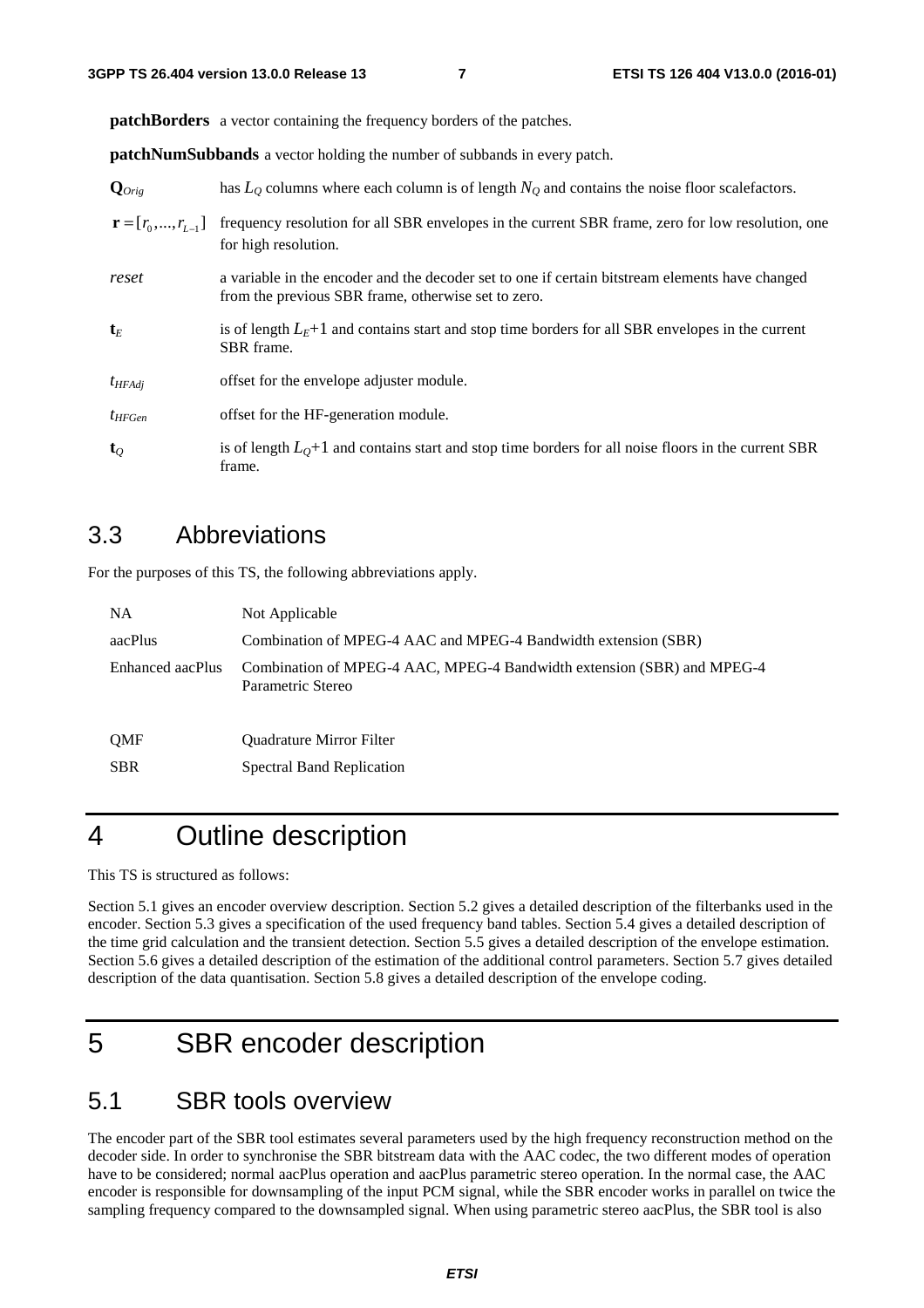**patchBorders** a vector containing the frequency borders of the patches.

**patchNumSubbands** a vector holding the number of subbands in every patch.

$\mathbf{Q}_{Orig}$ has $L_Q$ columns where each column is of length $N_Q$ and contains the noise floor scalefactors.

$\mathbf{r} = [r_0, ..., r_{L-1}]$ frequency resolution for all SBR envelopes in the current SBR frame, zero for low resolution, one for high resolution.

*reset* a variable in the encoder and the decoder set to one if certain bitstream elements have changed from the previous SBR frame, otherwise set to zero.

$\mathbf{t}_E$ is of length $L_E$+1 and contains start and stop time borders for all SBR envelopes in the current SBR frame.

$t_{HFAdj}$ offset for the envelope adjuster module.

$t_{HFGen}$ offset for the HF-generation module.

$\mathbf{t}_Q$ is of length $L_Q$+1 and contains start and stop time borders for all noise floors in the current SBR frame.

## 3.3 Abbreviations

For the purposes of this TS, the following abbreviations apply.

| | |
|---|---|
| NA | Not Applicable |
| aacPlus | Combination of MPEG-4 AAC and MPEG-4 Bandwidth extension (SBR) |
| Enhanced aacPlus | Combination of MPEG-4 AAC, MPEG-4 Bandwidth extension (SBR) and MPEG-4 Parametric Stereo |
| QMF | Quadrature Mirror Filter |
| SBR | Spectral Band Replication |

# 4 Outline description

This TS is structured as follows:

Section 5.1 gives an encoder overview description. Section 5.2 gives a detailed description of the filterbanks used in the encoder. Section 5.3 gives a specification of the used frequency band tables. Section 5.4 gives a detailed description of the time grid calculation and the transient detection. Section 5.5 gives a detailed description of the envelope estimation. Section 5.6 gives a detailed description of the estimation of the additional control parameters. Section 5.7 gives detailed description of the data quantisation. Section 5.8 gives a detailed description of the envelope coding.

# 5 SBR encoder description

## 5.1 SBR tools overview

The encoder part of the SBR tool estimates several parameters used by the high frequency reconstruction method on the decoder side. In order to synchronise the SBR bitstream data with the AAC codec, the two different modes of operation have to be considered; normal aacPlus operation and aacPlus parametric stereo operation. In the normal case, the AAC encoder is responsible for downsampling of the input PCM signal, while the SBR encoder works in parallel on twice the sampling frequency compared to the downsampled signal. When using parametric stereo aacPlus, the SBR tool is also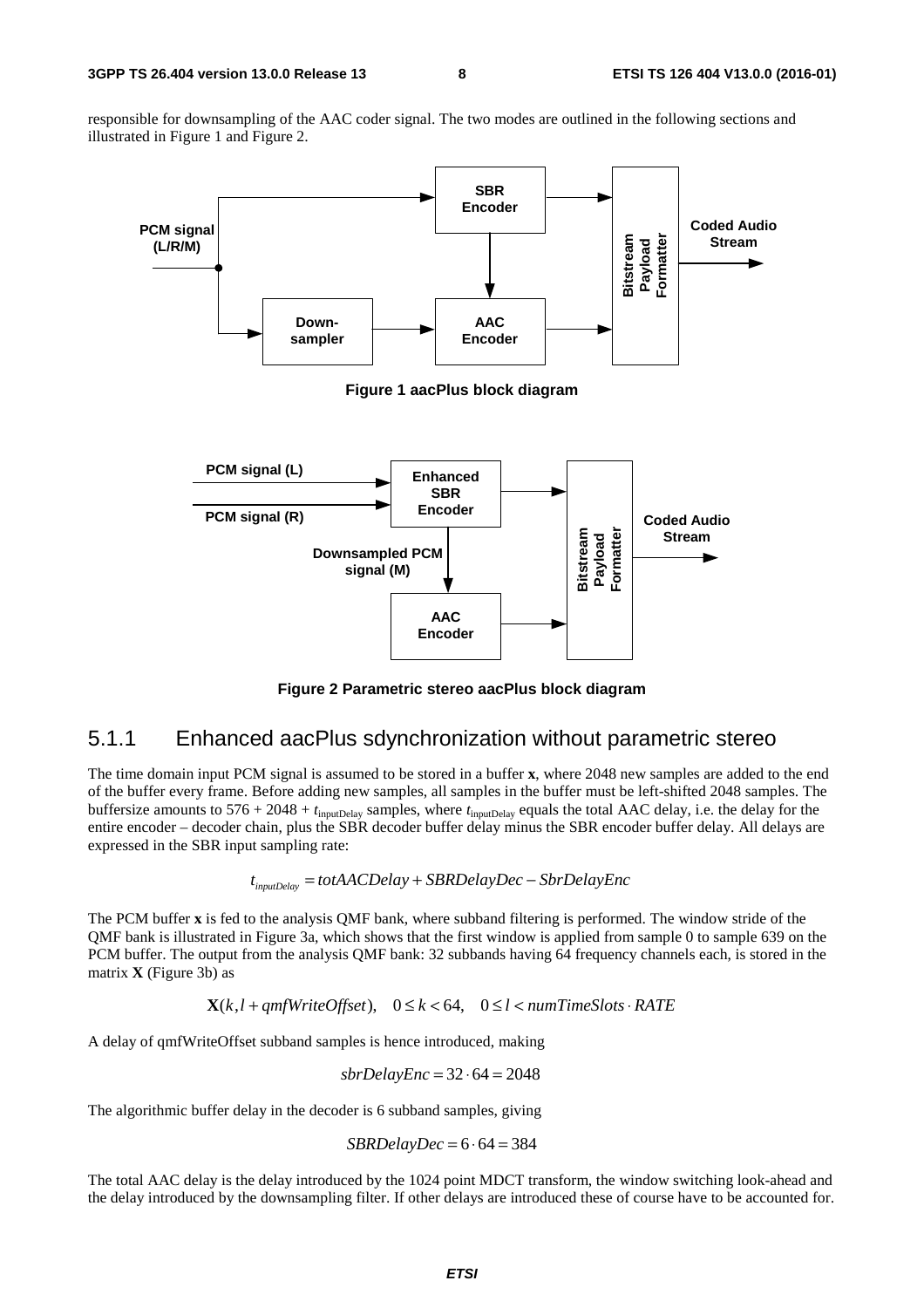responsible for downsampling of the AAC coder signal. The two modes are outlined in the following sections and illustrated in Figure 1 and Figure 2.

**Figure 1 aacPlus block diagram**

**Figure 2 Parametric stereo aacPlus block diagram**

## 5.1.1 Enhanced aacPlus sdynchronization without parametric stereo

The time domain input PCM signal is assumed to be stored in a buffer **x**, where 2048 new samples are added to the end of the buffer every frame. Before adding new samples, all samples in the buffer must be left-shifted 2048 samples. The buffersize amounts to 576 + 2048 + $t_{\text{inputDelay}}$ samples, where $t_{\text{inputDelay}}$ equals the total AAC delay, i.e. the delay for the entire encoder – decoder chain, plus the SBR decoder buffer delay minus the SBR encoder buffer delay. All delays are expressed in the SBR input sampling rate:

$$t_{inputDelay} = totAACDelay + SBRDelayDec - SbrDelayEnc$$

The PCM buffer **x** is fed to the analysis QMF bank, where subband filtering is performed. The window stride of the QMF bank is illustrated in Figure 3a, which shows that the first window is applied from sample 0 to sample 639 on the PCM buffer. The output from the analysis QMF bank: 32 subbands having 64 frequency channels each, is stored in the matrix **X** (Figure 3b) as

$$\mathbf{X}(k, l + qmfWriteOffset), \quad 0 \le k < 64, \quad 0 \le l < numTimeSlots \cdot RATE$$

A delay of qmfWriteOffset subband samples is hence introduced, making

$$sbrDelayEnc = 32 \cdot 64 = 2048$$

The algorithmic buffer delay in the decoder is 6 subband samples, giving

$$SBRDelayDec = 6 \cdot 64 = 384$$

The total AAC delay is the delay introduced by the 1024 point MDCT transform, the window switching look-ahead and the delay introduced by the downsampling filter. If other delays are introduced these of course have to be accounted for.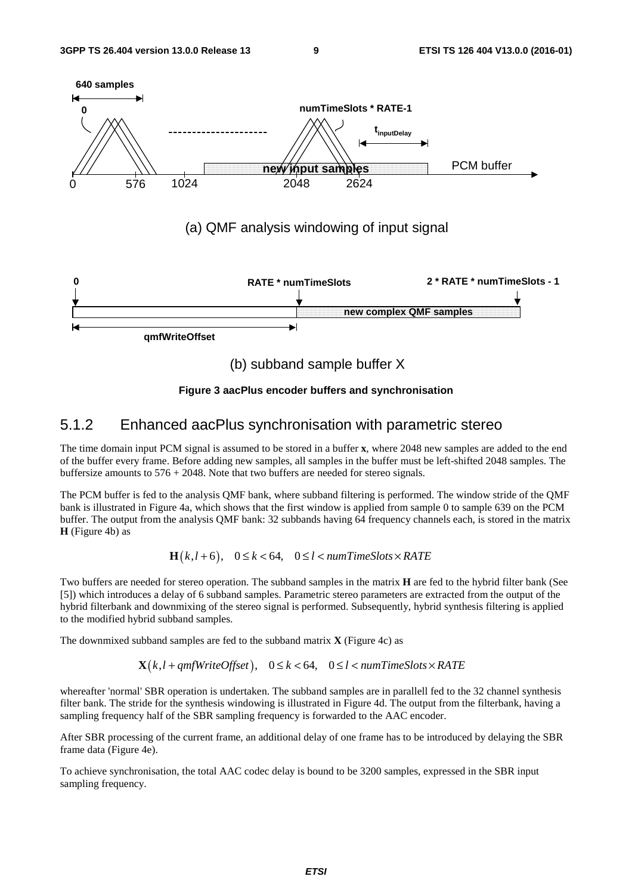(a) QMF analysis windowing of input signal

(b) subband sample buffer X

**Figure 3 aacPlus encoder buffers and synchronisation**

## 5.1.2 Enhanced aacPlus synchronisation with parametric stereo

The time domain input PCM signal is assumed to be stored in a buffer **x**, where 2048 new samples are added to the end of the buffer every frame. Before adding new samples, all samples in the buffer must be left-shifted 2048 samples. The buffersize amounts to 576 + 2048. Note that two buffers are needed for stereo signals.

The PCM buffer is fed to the analysis QMF bank, where subband filtering is performed. The window stride of the QMF bank is illustrated in Figure 4a, which shows that the first window is applied from sample 0 to sample 639 on the PCM buffer. The output from the analysis QMF bank: 32 subbands having 64 frequency channels each, is stored in the matrix **H** (Figure 4b) as

$$\mathbf{H}(k, l+6), \quad 0 \le k < 64, \quad 0 \le l < numTimeSlots \times RATE$$

Two buffers are needed for stereo operation. The subband samples in the matrix **H** are fed to the hybrid filter bank (See [5]) which introduces a delay of 6 subband samples. Parametric stereo parameters are extracted from the output of the hybrid filterbank and downmixing of the stereo signal is performed. Subsequently, hybrid synthesis filtering is applied to the modified hybrid subband samples.

The downmixed subband samples are fed to the subband matrix **X** (Figure 4c) as

$$\mathbf{X}(k, l + qmfWriteOffset), \quad 0 \le k < 64, \quad 0 \le l < numTimeSlots \times RATE$$

whereafter 'normal' SBR operation is undertaken. The subband samples are in parallell fed to the 32 channel synthesis filter bank. The stride for the synthesis windowing is illustrated in Figure 4d. The output from the filterbank, having a sampling frequency half of the SBR sampling frequency is forwarded to the AAC encoder.

After SBR processing of the current frame, an additional delay of one frame has to be introduced by delaying the SBR frame data (Figure 4e).

To achieve synchronisation, the total AAC codec delay is bound to be 3200 samples, expressed in the SBR input sampling frequency.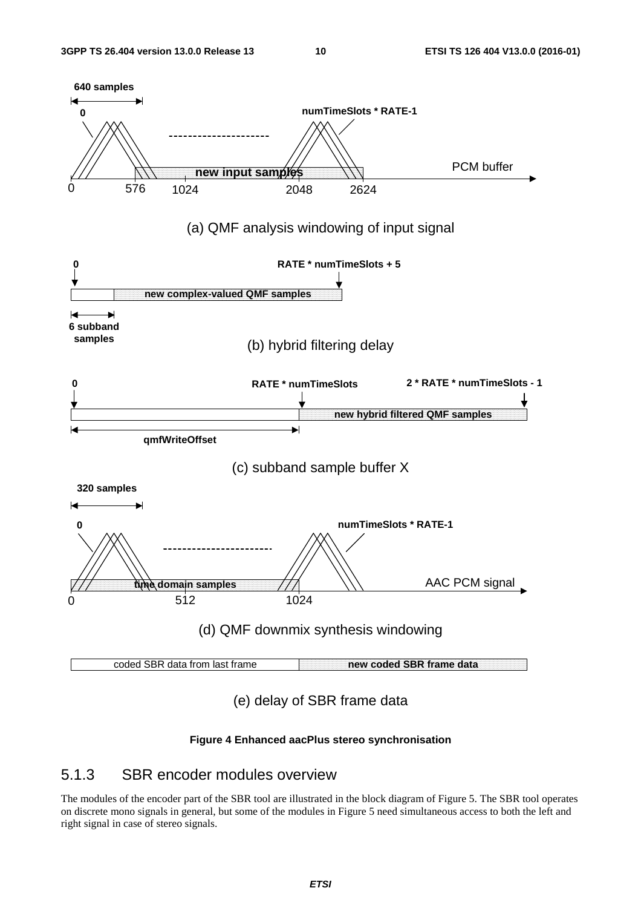640 samples

0

numTimeSlots * RATE-1

new input samples

PCM buffer

0 576 1024 2048 2624

(a) QMF analysis windowing of input signal

0

RATE * numTimeSlots + 5

new complex-valued QMF samples

6 subband samples

(b) hybrid filtering delay

0

RATE * numTimeSlots

2 * RATE * numTimeSlots - 1

new hybrid filtered QMF samples

qmfWriteOffset

(c) subband sample buffer X

320 samples

0

numTimeSlots * RATE-1

time domain samples

AAC PCM signal

0 512 1024

(d) QMF downmix synthesis windowing

| coded SBR data from last frame | new coded SBR frame data |
|---|---|

(e) delay of SBR frame data

**Figure 4 Enhanced aacPlus stereo synchronisation**

### 5.1.3 SBR encoder modules overview

The modules of the encoder part of the SBR tool are illustrated in the block diagram of Figure 5. The SBR tool operates on discrete mono signals in general, but some of the modules in Figure 5 need simultaneous access to both the left and right signal in case of stereo signals.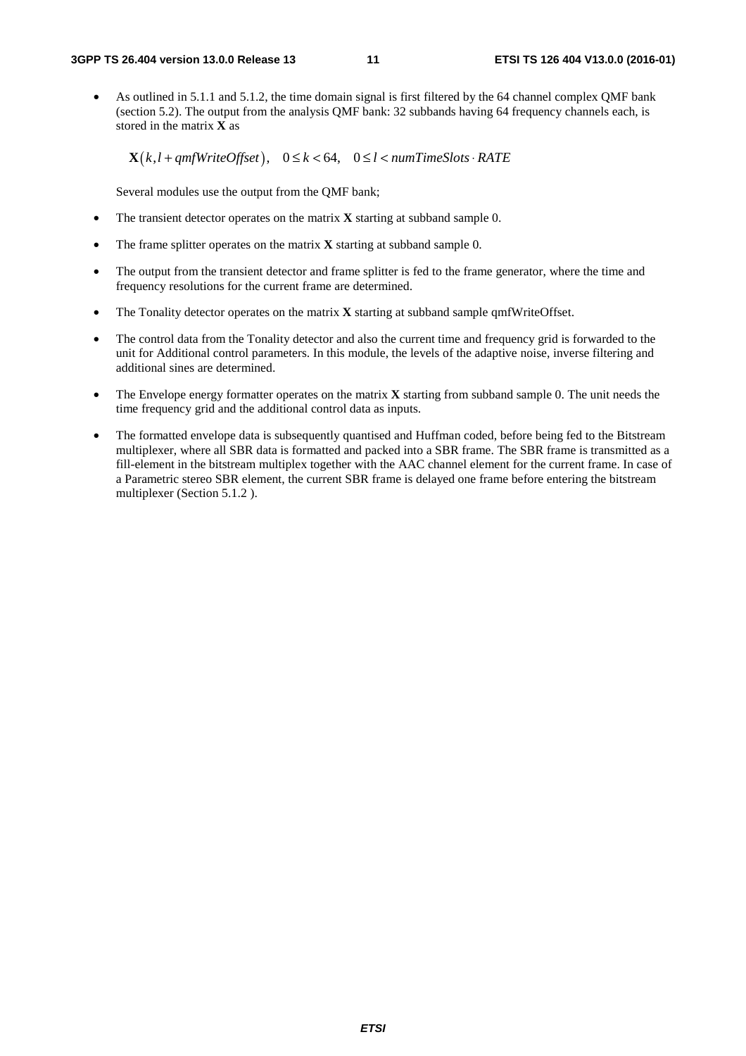- As outlined in 5.1.1 and 5.1.2, the time domain signal is first filtered by the 64 channel complex QMF bank (section 5.2). The output from the analysis QMF bank: 32 subbands having 64 frequency channels each, is stored in the matrix **X** as

  $$\mathbf{X}(k, l + qmfWriteOffset), \quad 0 \le k < 64, \quad 0 \le l < numTimeSlots \cdot RATE$$

  Several modules use the output from the QMF bank;

- The transient detector operates on the matrix **X** starting at subband sample 0.
- The frame splitter operates on the matrix **X** starting at subband sample 0.
- The output from the transient detector and frame splitter is fed to the frame generator, where the time and frequency resolutions for the current frame are determined.
- The Tonality detector operates on the matrix **X** starting at subband sample qmfWriteOffset.
- The control data from the Tonality detector and also the current time and frequency grid is forwarded to the unit for Additional control parameters. In this module, the levels of the adaptive noise, inverse filtering and additional sines are determined.
- The Envelope energy formatter operates on the matrix **X** starting from subband sample 0. The unit needs the time frequency grid and the additional control data as inputs.
- The formatted envelope data is subsequently quantised and Huffman coded, before being fed to the Bitstream multiplexer, where all SBR data is formatted and packed into a SBR frame. The SBR frame is transmitted as a fill-element in the bitstream multiplex together with the AAC channel element for the current frame. In case of a Parametric stereo SBR element, the current SBR frame is delayed one frame before entering the bitstream multiplexer (Section 5.1.2 ).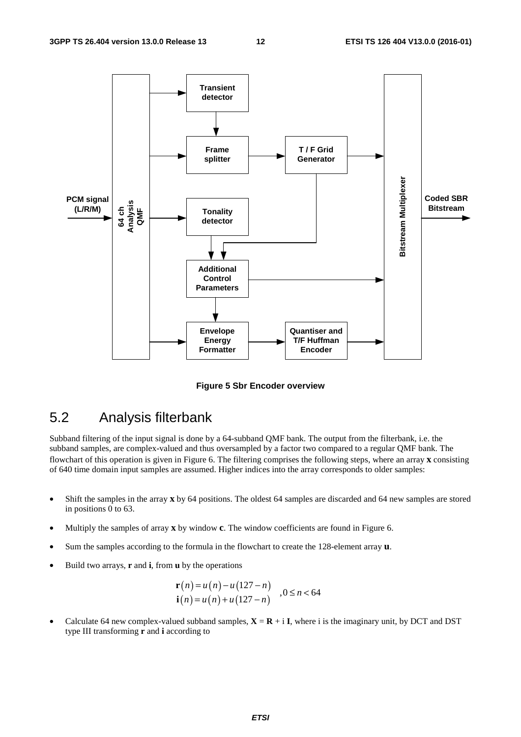Figure 5 Sbr Encoder overview

## 5.2 Analysis filterbank

Subband filtering of the input signal is done by a 64-subband QMF bank. The output from the filterbank, i.e. the subband samples, are complex-valued and thus oversampled by a factor two compared to a regular QMF bank. The flowchart of this operation is given in Figure 6. The filtering comprises the following steps, where an array **x** consisting of 640 time domain input samples are assumed. Higher indices into the array corresponds to older samples:

- Shift the samples in the array **x** by 64 positions. The oldest 64 samples are discarded and 64 new samples are stored in positions 0 to 63.
- Multiply the samples of array **x** by window **c**. The window coefficients are found in Figure 6.
- Sum the samples according to the formula in the flowchart to create the 128-element array **u**.
- Build two arrays, **r** and **i**, from **u** by the operations

$$\begin{aligned} \mathbf{r}(n) &= u(n) - u(127-n) \\ \mathbf{i}(n) &= u(n) + u(127-n) \end{aligned} \quad ,0 \le n < 64$$

- Calculate 64 new complex-valued subband samples, $\mathbf{X} = \mathbf{R} + \mathrm{i}\,\mathbf{I}$, where i is the imaginary unit, by DCT and DST type III transforming **r** and **i** according to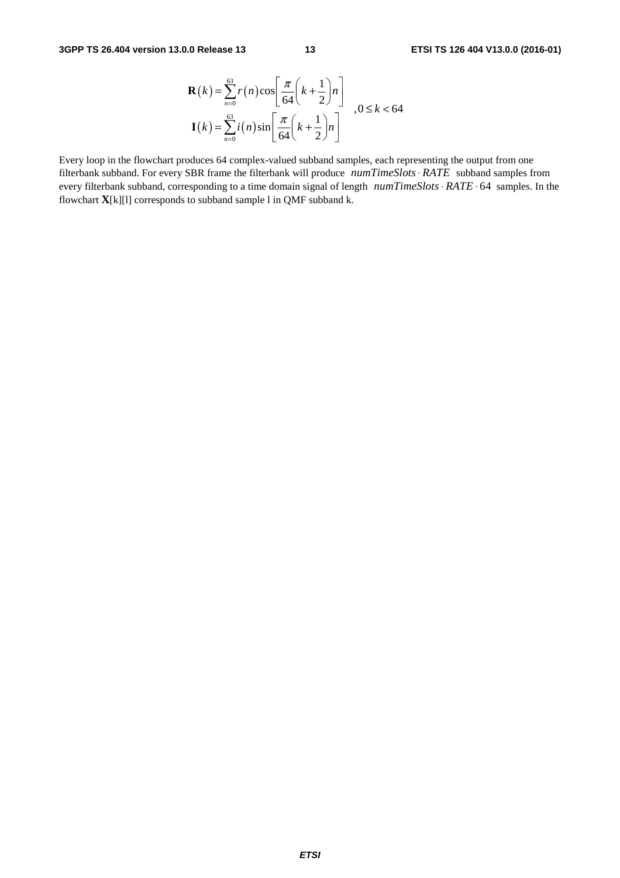$$\begin{aligned} \mathbf{R}(k) &= \sum_{n=0}^{63} r(n)\cos\left[\frac{\pi}{64}\left(k+\frac{1}{2}\right)n\right] \\ \mathbf{I}(k) &= \sum_{n=0}^{63} i(n)\sin\left[\frac{\pi}{64}\left(k+\frac{1}{2}\right)n\right] \end{aligned} \quad ,0 \le k < 64$$

Every loop in the flowchart produces 64 complex-valued subband samples, each representing the output from one filterbank subband. For every SBR frame the filterbank will produce $numTimeSlots \cdot RATE$ subband samples from every filterbank subband, corresponding to a time domain signal of length $numTimeSlots \cdot RATE \cdot 64$ samples. In the flowchart **X**[k][l] corresponds to subband sample l in QMF subband k.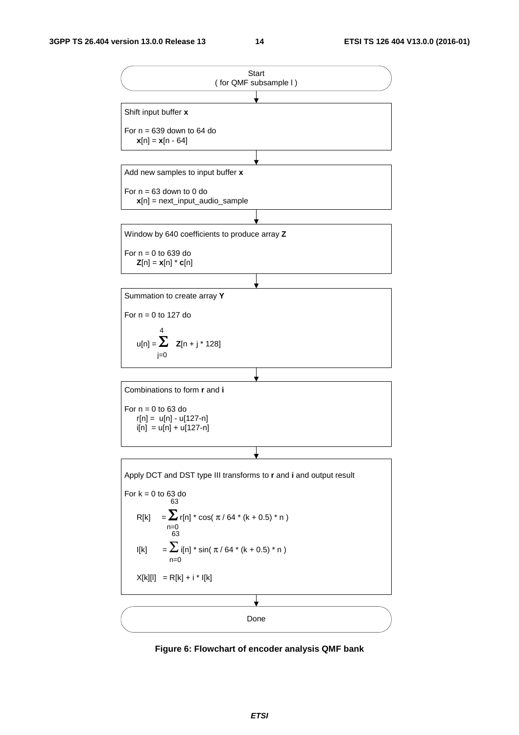Start
( for QMF subsample l )

↓

**Shift input buffer x**

For n = 639 down to 64 do
  $\mathbf{x}[n] = \mathbf{x}[n - 64]$

↓

**Add new samples to input buffer x**

For n = 63 down to 0 do
  $\mathbf{x}[n]$ = next_input_audio_sample

↓

**Window by 640 coefficients to produce array Z**

For n = 0 to 639 do
  $\mathbf{Z}[n] = \mathbf{x}[n] * \mathbf{c}[n]$

↓

**Summation to create array Y**

For n = 0 to 127 do

$$u[n] = \sum_{j=0}^{4} \mathbf{Z}[n + j * 128]$$

↓

**Combinations to form r and i**

For n = 0 to 63 do
  $r[n] = u[n] - u[127-n]$
  $i[n] = u[n] + u[127-n]$

↓

**Apply DCT and DST type III transforms to r and i and output result**

For k = 0 to 63 do

$$R[k] = \sum_{n=0}^{63} r[n] * \cos( \pi / 64 * (k + 0.5) * n )$$

$$I[k] = \sum_{n=0}^{63} i[n] * \sin( \pi / 64 * (k + 0.5) * n )$$

$$X[k][l] = R[k] + i * I[k]$$

↓

Done

**Figure 6: Flowchart of encoder analysis QMF bank**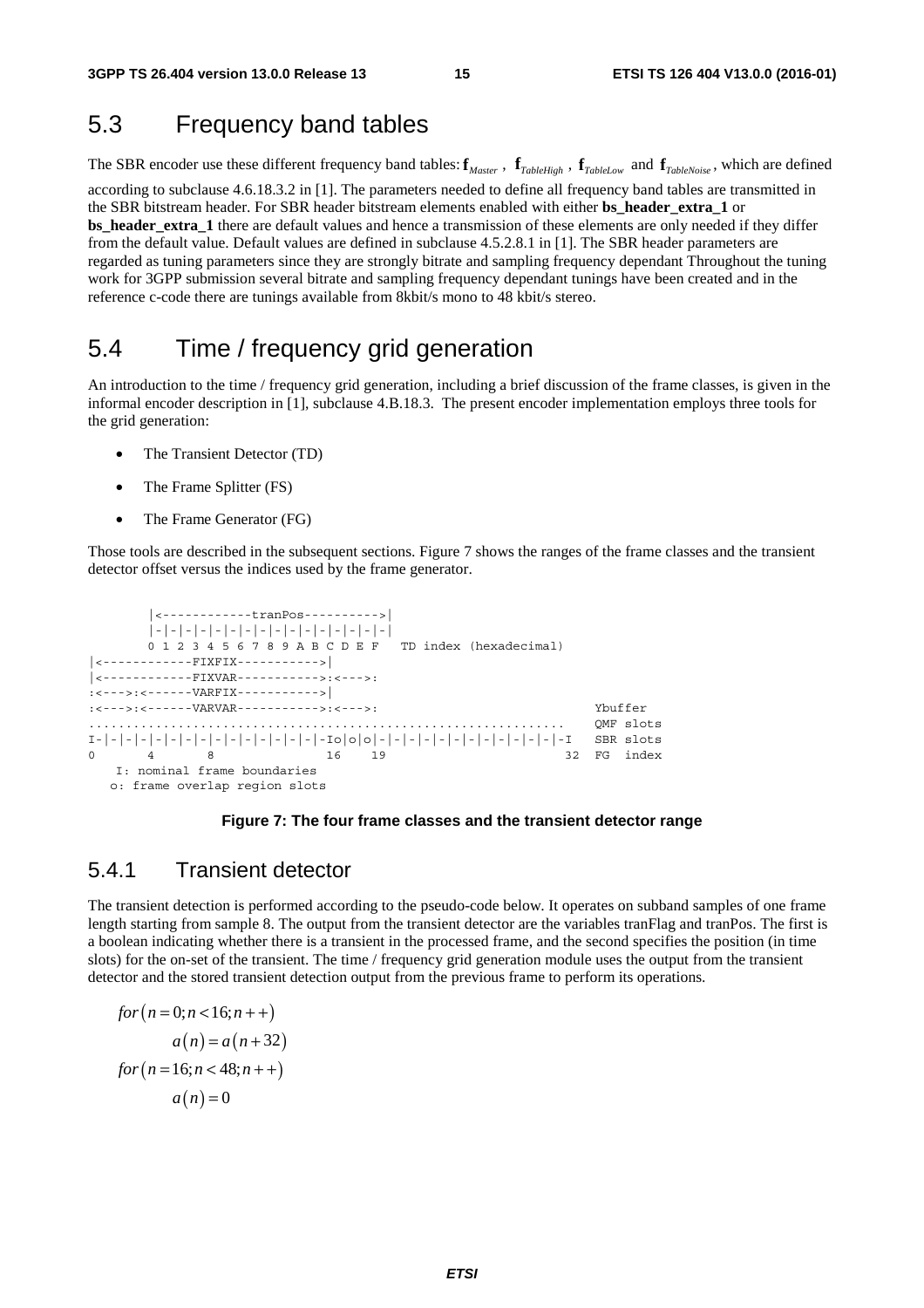## 5.3 Frequency band tables

The SBR encoder use these different frequency band tables: $\mathbf{f}_{Master}$ , $\mathbf{f}_{TableHigh}$ , $\mathbf{f}_{TableLow}$ and $\mathbf{f}_{TableNoise}$ , which are defined according to subclause 4.6.18.3.2 in [1]. The parameters needed to define all frequency band tables are transmitted in the SBR bitstream header. For SBR header bitstream elements enabled with either **bs_header_extra_1** or **bs_header_extra_1** there are default values and hence a transmission of these elements are only needed if they differ from the default value. Default values are defined in subclause 4.5.2.8.1 in [1]. The SBR header parameters are regarded as tuning parameters since they are strongly bitrate and sampling frequency dependant Throughout the tuning work for 3GPP submission several bitrate and sampling frequency dependant tunings have been created and in the reference c-code there are tunings available from 8kbit/s mono to 48 kbit/s stereo.

## 5.4 Time / frequency grid generation

An introduction to the time / frequency grid generation, including a brief discussion of the frame classes, is given in the informal encoder description in [1], subclause 4.B.18.3. The present encoder implementation employs three tools for the grid generation:

- The Transient Detector (TD)
- The Frame Splitter (FS)
- The Frame Generator (FG)

Those tools are described in the subsequent sections. Figure 7 shows the ranges of the frame classes and the transient detector offset versus the indices used by the frame generator.

```
        |<------------tranPos---------->|
        |-|-|-|-|-|-|-|-|-|-|-|-|-|-|-|-|
        0 1 2 3 4 5 6 7 8 9 A B C D E F   TD index (hexadecimal)
|<------------FIXFIX----------->|
|<------------FIXVAR----------->:<--->:
:<--->:<------VARFIX----------->|
:<--->:<------VARVAR----------->:<--->:                              Ybuffer
...............................................................    QMF slots
I-|-|-|-|-|-|-|-|-|-|-|-|-|-|-|-|-Io|o|o|-|-|-|-|-|-|-|-|-|-|-|-|-I   SBR slots
0       4       8               16    19                        32  FG  index
    I: nominal frame boundaries
   o: frame overlap region slots
```

**Figure 7: The four frame classes and the transient detector range**

### 5.4.1 Transient detector

The transient detection is performed according to the pseudo-code below. It operates on subband samples of one frame length starting from sample 8. The output from the transient detector are the variables tranFlag and tranPos. The first is a boolean indicating whether there is a transient in the processed frame, and the second specifies the position (in time slots) for the on-set of the transient. The time / frequency grid generation module uses the output from the transient detector and the stored transient detection output from the previous frame to perform its operations.

$$
\begin{aligned}
&for\left(n=0;n<16;n++\right)\\
&\qquad a\left(n\right)=a\left(n+32\right)\\
&for\left(n=16;n<48;n++\right)\\
&\qquad a\left(n\right)=0
\end{aligned}
$$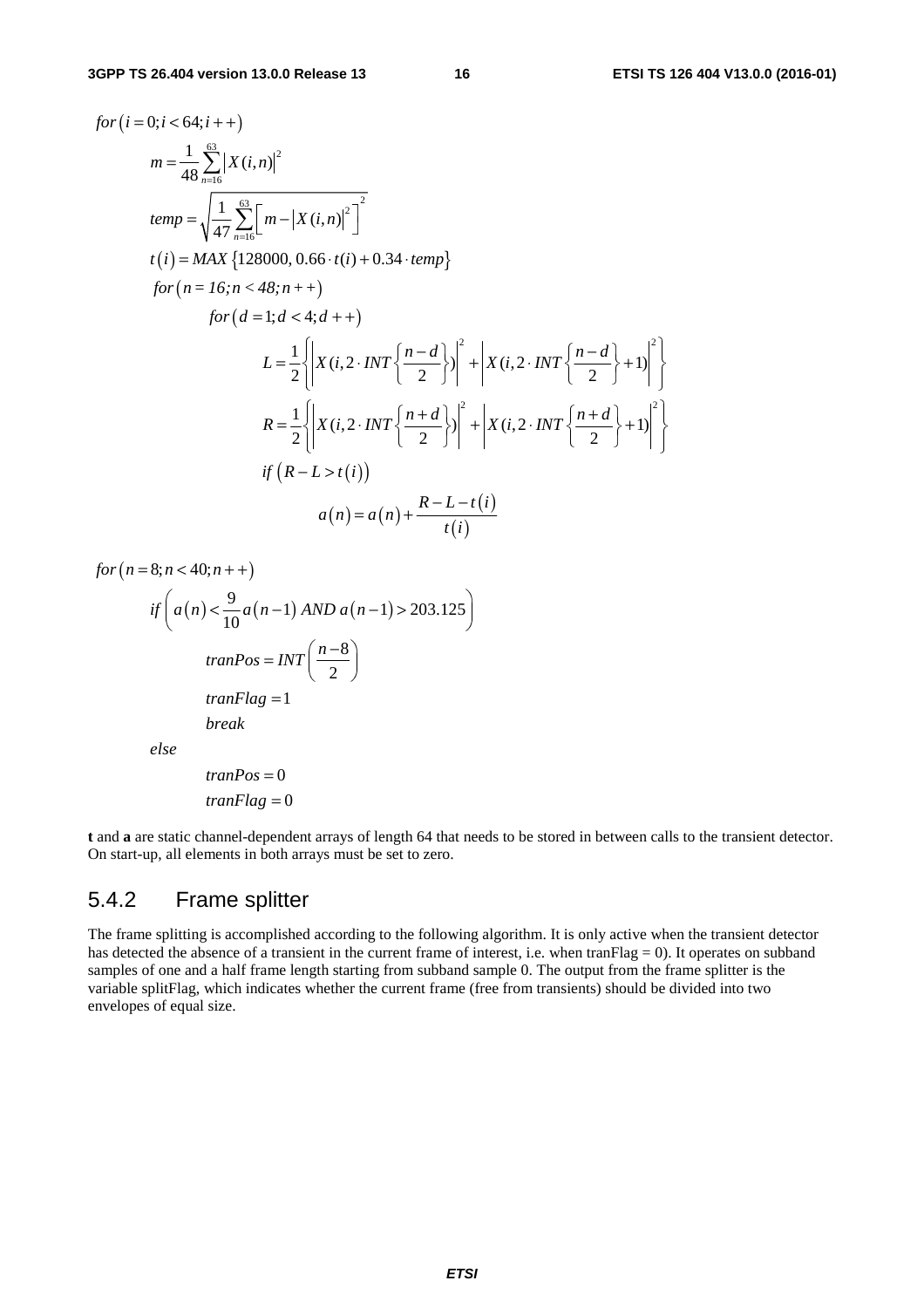$$for\left(i=0;i<64;i++\right)$$

$$m=\frac{1}{48}\sum_{n=16}^{63}\left|X(i,n)\right|^2$$

$$temp=\sqrt{\frac{1}{47}\sum_{n=16}^{63}\left[m-\left|X(i,n)\right|^2\right]^2}$$

$$t\left(i\right)=MAX\left\{128000,\,0.66\cdot t(i)+0.34\cdot temp\right\}$$

$$for\left(n=16;n<48;n++\right)$$

$$for\left(d=1;d<4;d++\right)$$

$$L=\frac{1}{2}\left\{\left|X(i,2\cdot INT\left\{\frac{n-d}{2}\right\})\right|^2+\left|X(i,2\cdot INT\left\{\frac{n-d}{2}\right\}+1)\right|^2\right\}$$

$$R=\frac{1}{2}\left\{\left|X(i,2\cdot INT\left\{\frac{n+d}{2}\right\})\right|^2+\left|X(i,2\cdot INT\left\{\frac{n+d}{2}\right\}+1)\right|^2\right\}$$

$$if\left(R-L>t\left(i\right)\right)$$

$$a\left(n\right)=a\left(n\right)+\frac{R-L-t\left(i\right)}{t\left(i\right)}$$

$$for\left(n=8;n<40;n++\right)$$

$$if\left(a\left(n\right)<\frac{9}{10}a\left(n-1\right)\ AND\ a\left(n-1\right)>203.125\right)$$

$$tranPos=INT\left(\frac{n-8}{2}\right)$$

$$tranFlag=1$$

$$break$$

$$else$$

$$tranPos=0$$

$$tranFlag=0$$

**t** and **a** are static channel-dependent arrays of length 64 that needs to be stored in between calls to the transient detector. On start-up, all elements in both arrays must be set to zero.

### 5.4.2 Frame splitter

The frame splitting is accomplished according to the following algorithm. It is only active when the transient detector has detected the absence of a transient in the current frame of interest, i.e. when tranFlag = 0). It operates on subband samples of one and a half frame length starting from subband sample 0. The output from the frame splitter is the variable splitFlag, which indicates whether the current frame (free from transients) should be divided into two envelopes of equal size.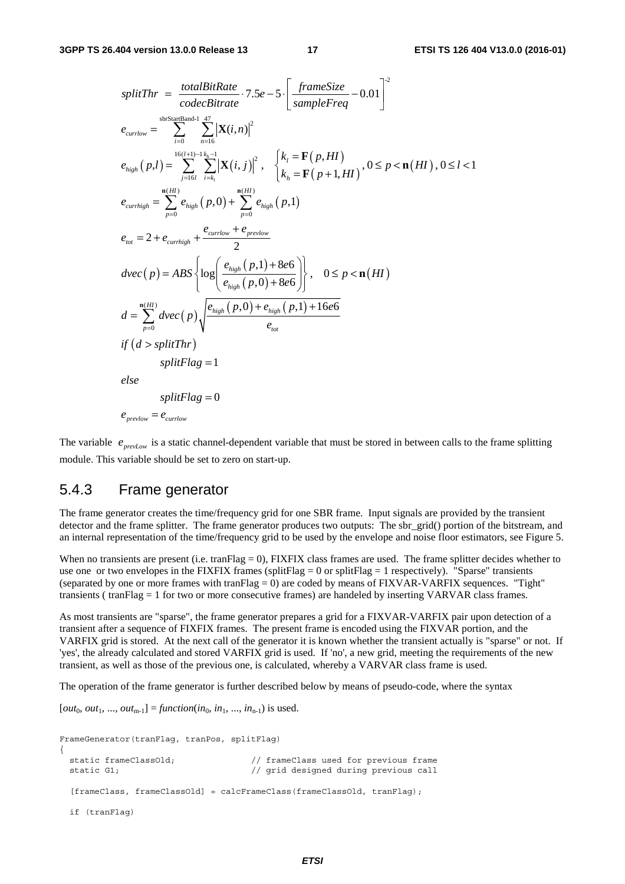$$splitThr = \frac{totalBitRate}{codecBitrate} \cdot 7.5e-5 \cdot \left[ \frac{frameSize}{sampleFreq} - 0.01 \right]^{-2}$$

$$e_{currlow} = \sum_{i=0}^{\text{sbrStartBand-1}} \sum_{n=16}^{47} \left| \mathbf{X}(i,n) \right|^2$$

$$e_{high}(p,l) = \sum_{j=16l}^{16(l+1)-1} \sum_{i=k_l}^{k_h-1} \left| \mathbf{X}(i,j) \right|^2, \quad \begin{cases} k_l = \mathbf{F}(p, HI) \\ k_h = \mathbf{F}(p+1, HI) \end{cases}, 0 \le p < \mathbf{n}(HI), 0 \le l < 1$$

$$e_{currhigh} = \sum_{p=0}^{\mathbf{n}(HI)} e_{high}(p,0) + \sum_{p=0}^{\mathbf{n}(HI)} e_{high}(p,1)$$

$$e_{tot} = 2 + e_{currhigh} + \frac{e_{currlow} + e_{prevlow}}{2}$$

$$dvec(p) = ABS\left\{ \log\left( \frac{e_{high}(p,1) + 8e6}{e_{high}(p,0) + 8e6} \right) \right\}, \quad 0 \le p < \mathbf{n}(HI)$$

$$d = \sum_{p=0}^{\mathbf{n}(HI)} dvec(p) \sqrt{\frac{e_{high}(p,0) + e_{high}(p,1) + 16e6}{e_{tot}}}$$

$$\begin{aligned} & if\ (d > splitThr) \\ & \qquad splitFlag = 1 \\ & else \\ & \qquad splitFlag = 0 \\ & e_{prevlow} = e_{currlow} \end{aligned}$$

The variable $e_{prevLow}$ is a static channel-dependent variable that must be stored in between calls to the frame splitting module. This variable should be set to zero on start-up.

## 5.4.3 Frame generator

The frame generator creates the time/frequency grid for one SBR frame. Input signals are provided by the transient detector and the frame splitter. The frame generator produces two outputs: The sbr_grid() portion of the bitstream, and an internal representation of the time/frequency grid to be used by the envelope and noise floor estimators, see Figure 5.

When no transients are present (i.e. tranFlag = 0), FIXFIX class frames are used. The frame splitter decides whether to use one or two envelopes in the FIXFIX frames (splitFlag = 0 or splitFlag = 1 respectively). "Sparse" transients (separated by one or more frames with tranFlag = 0) are coded by means of FIXVAR-VARFIX sequences. "Tight" transients ( tranFlag = 1 for two or more consecutive frames) are handeled by inserting VARVAR class frames.

As most transients are "sparse", the frame generator prepares a grid for a FIXVAR-VARFIX pair upon detection of a transient after a sequence of FIXFIX frames. The present frame is encoded using the FIXVAR portion, and the VARFIX grid is stored. At the next call of the generator it is known whether the transient actually is "sparse" or not. If 'yes', the already calculated and stored VARFIX grid is used. If 'no', a new grid, meeting the requirements of the new transient, as well as those of the previous one, is calculated, whereby a VARVAR class frame is used.

The operation of the frame generator is further described below by means of pseudo-code, where the syntax

$[out_0, out_1, ..., out_{m-1}] = function(in_0, in_1, ..., in_{n-1})$ is used.

```
FrameGenerator(tranFlag, tranPos, splitFlag)
{
  static frameClassOld;              // frameClass used for previous frame
  static G1;                         // grid designed during previous call

  [frameClass, frameClassOld] = calcFrameClass(frameClassOld, tranFlag);

  if (tranFlag)
```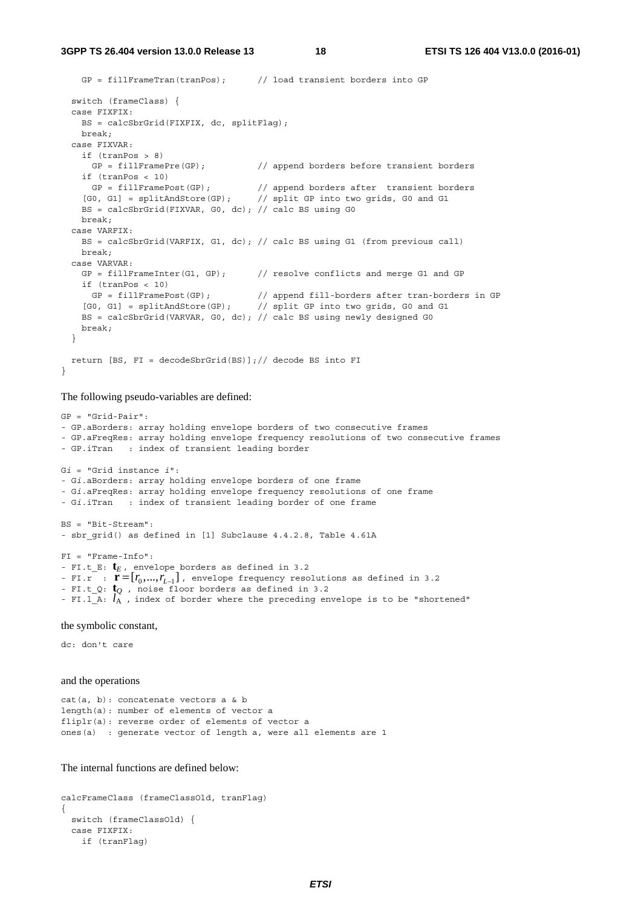```
    GP = fillFrameTran(tranPos);       // load transient borders into GP

  switch (frameClass) {
  case FIXFIX:
    BS = calcSbrGrid(FIXFIX, dc, splitFlag);
    break;
  case FIXVAR:
    if (tranPos > 8)
      GP = fillFramePre(GP);           // append borders before transient borders
    if (tranPos < 10)
      GP = fillFramePost(GP);          // append borders after  transient borders
    [G0, G1] = splitAndStore(GP);      // split GP into two grids, G0 and G1
    BS = calcSbrGrid(FIXVAR, G0, dc); // calc BS using G0
    break;
  case VARFIX:
    BS = calcSbrGrid(VARFIX, G1, dc); // calc BS using G1 (from previous call)
    break;
  case VARVAR:
    GP = fillFrameInter(G1, GP);       // resolve conflicts and merge G1 and GP
    if (tranPos < 10)
      GP = fillFramePost(GP);          // append fill-borders after tran-borders in GP
    [G0, G1] = splitAndStore(GP);      // split GP into two grids, G0 and G1
    BS = calcSbrGrid(VARVAR, G0, dc); // calc BS using newly designed G0
    break;
  }

  return [BS, FI = decodeSbrGrid(BS)];// decode BS into FI
}
```

The following pseudo-variables are defined:

```
GP = "Grid-Pair":
- GP.aBorders: array holding envelope borders of two consecutive frames
- GP.aFreqRes: array holding envelope frequency resolutions of two consecutive frames
- GP.iTran   : index of transient leading border

Gi = "Grid instance i":
- Gi.aBorders: array holding envelope borders of one frame
- Gi.aFreqRes: array holding envelope frequency resolutions of one frame
- Gi.iTran   : index of transient leading border of one frame

BS = "Bit-Stream":
- sbr_grid() as defined in [1] Subclause 4.4.2.8, Table 4.61A
```

FI = "Frame-Info":
- FI.t_E: $\mathbf{t}_E$ , envelope borders as defined in 3.2
- FI.r : $\mathbf{r} = [r_0, ..., r_{L-1}]$ , envelope frequency resolutions as defined in 3.2
- FI.t_Q: $\mathbf{t}_Q$ , noise floor borders as defined in 3.2
- FI.l_A: $l_A$ , index of border where the preceding envelope is to be "shortened"

the symbolic constant,

```
dc: don't care
```

and the operations

```
cat(a, b): concatenate vectors a & b
length(a): number of elements of vector a
fliplr(a): reverse order of elements of vector a
ones(a)  : generate vector of length a, were all elements are 1
```

The internal functions are defined below:

```
calcFrameClass (frameClassOld, tranFlag)
{
  switch (frameClassOld) {
  case FIXFIX:
    if (tranFlag)
```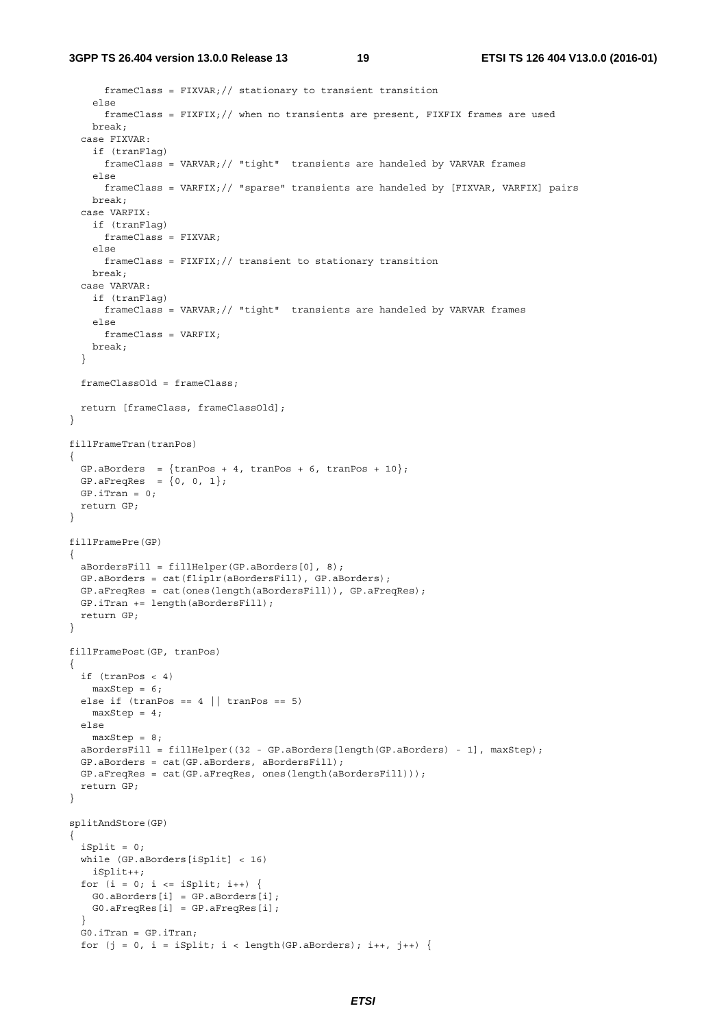```
      frameClass = FIXVAR;// stationary to transient transition
    else
      frameClass = FIXFIX;// when no transients are present, FIXFIX frames are used
    break;
  case FIXVAR:
    if (tranFlag)
      frameClass = VARVAR;// "tight"  transients are handeled by VARVAR frames
    else
      frameClass = VARFIX;// "sparse" transients are handeled by [FIXVAR, VARFIX] pairs
    break;
  case VARFIX:
    if (tranFlag)
      frameClass = FIXVAR;
    else
      frameClass = FIXFIX;// transient to stationary transition
    break;
  case VARVAR:
    if (tranFlag)
      frameClass = VARVAR;// "tight"  transients are handeled by VARVAR frames
    else
      frameClass = VARFIX;
    break;
  }

  frameClassOld = frameClass;

  return [frameClass, frameClassOld];
}

fillFrameTran(tranPos)
{
  GP.aBorders  = {tranPos + 4, tranPos + 6, tranPos + 10};
  GP.aFreqRes  = {0, 0, 1};
  GP.iTran = 0;
  return GP;
}

fillFramePre(GP)
{
  aBordersFill = fillHelper(GP.aBorders[0], 8);
  GP.aBorders = cat(fliplr(aBordersFill), GP.aBorders);
  GP.aFreqRes = cat(ones(length(aBordersFill)), GP.aFreqRes);
  GP.iTran += length(aBordersFill);
  return GP;
}

fillFramePost(GP, tranPos)
{
  if (tranPos < 4)
    maxStep = 6;
  else if (tranPos == 4 || tranPos == 5)
    maxStep = 4;
  else
    maxStep = 8;
  aBordersFill = fillHelper((32 - GP.aBorders[length(GP.aBorders) - 1], maxStep);
  GP.aBorders = cat(GP.aBorders, aBordersFill);
  GP.aFreqRes = cat(GP.aFreqRes, ones(length(aBordersFill)));
  return GP;
}

splitAndStore(GP)
{
  iSplit = 0;
  while (GP.aBorders[iSplit] < 16)
    iSplit++;
  for (i = 0; i <= iSplit; i++) {
    G0.aBorders[i] = GP.aBorders[i];
    G0.aFreqRes[i] = GP.aFreqRes[i];
  }
  G0.iTran = GP.iTran;
  for (j = 0, i = iSplit; i < length(GP.aBorders); i++, j++) {
```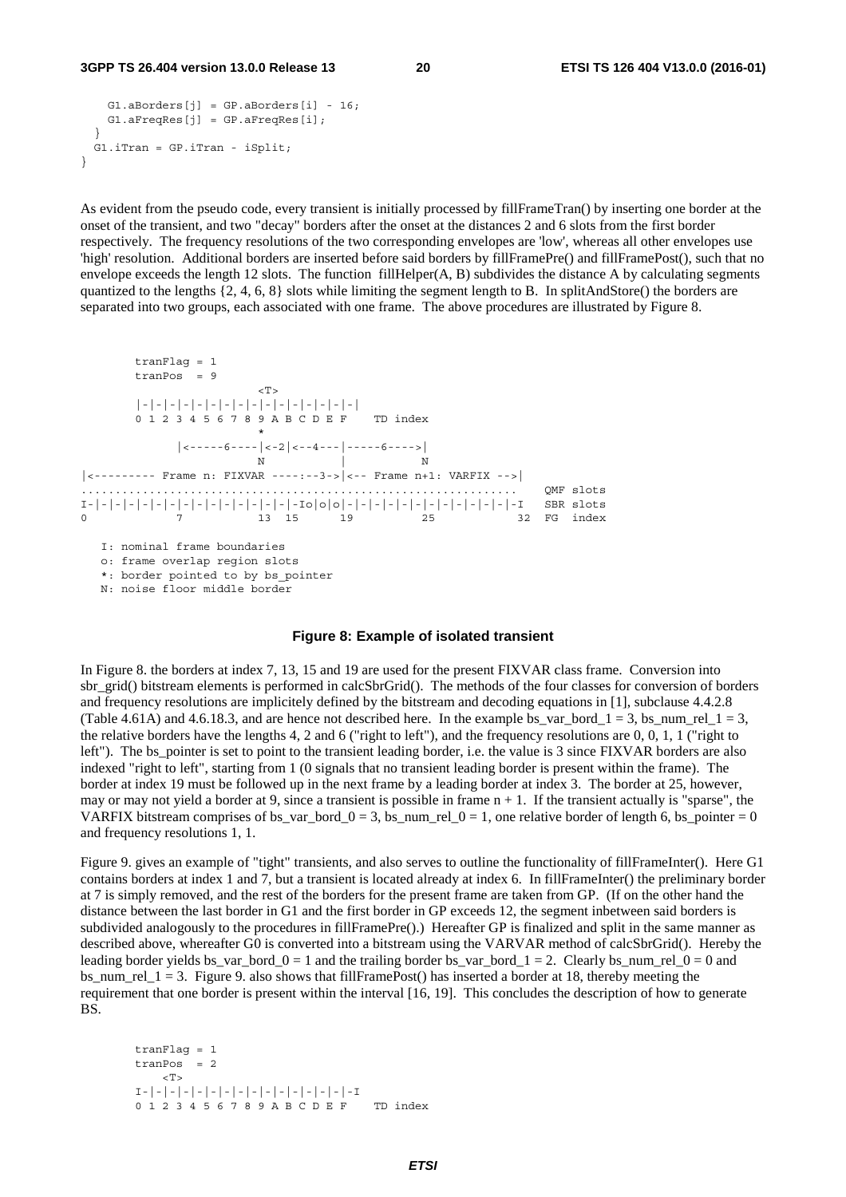```
    G1.aBorders[j] = GP.aBorders[i] - 16;
    G1.aFreqRes[j] = GP.aFreqRes[i];
  }
  G1.iTran = GP.iTran - iSplit;
}
```

As evident from the pseudo code, every transient is initially processed by fillFrameTran() by inserting one border at the onset of the transient, and two "decay" borders after the onset at the distances 2 and 6 slots from the first border respectively. The frequency resolutions of the two corresponding envelopes are 'low', whereas all other envelopes use 'high' resolution. Additional borders are inserted before said borders by fillFramePre() and fillFramePost(), such that no envelope exceeds the length 12 slots. The function fillHelper(A, B) subdivides the distance A by calculating segments quantized to the lengths {2, 4, 6, 8} slots while limiting the segment length to B. In splitAndStore() the borders are separated into two groups, each associated with one frame. The above procedures are illustrated by Figure 8.

```
        tranFlag = 1
        tranPos  = 9
                          <T>
        |-|-|-|-|-|-|-|-|-|-|-|-|-|-|-|-|
        0 1 2 3 4 5 6 7 8 9 A B C D E F    TD index
                          *
              |<-----6----|<-2|<--4---|-----6---->|
                          N           |           N
|<--------- Frame n: FIXVAR ----:--3->|<-- Frame n+1: VARFIX -->|
.................................................................   QMF slots
I-|-|-|-|-|-|-|-|-|-|-|-|-|-|-|-|-Io|o|o|-|-|-|-|-|-|-|-|-|-|-|-|-I   SBR slots
0            7            13  15      19          25            32  FG  index

   I: nominal frame boundaries
   o: frame overlap region slots
   *: border pointed to by bs_pointer
   N: noise floor middle border
```

**Figure 8: Example of isolated transient**

In Figure 8. the borders at index 7, 13, 15 and 19 are used for the present FIXVAR class frame. Conversion into sbr_grid() bitstream elements is performed in calcSbrGrid(). The methods of the four classes for conversion of borders and frequency resolutions are implicitely defined by the bitstream and decoding equations in [1], subclause 4.4.2.8 (Table 4.61A) and 4.6.18.3, and are hence not described here. In the example bs_var_bord_1 = 3, bs_num_rel_1 = 3, the relative borders have the lengths 4, 2 and 6 ("right to left"), and the frequency resolutions are 0, 0, 1, 1 ("right to left"). The bs_pointer is set to point to the transient leading border, i.e. the value is 3 since FIXVAR borders are also indexed "right to left", starting from 1 (0 signals that no transient leading border is present within the frame). The border at index 19 must be followed up in the next frame by a leading border at index 3. The border at 25, however, may or may not yield a border at 9, since a transient is possible in frame n + 1. If the transient actually is "sparse", the VARFIX bitstream comprises of bs_var_bord_0 = 3, bs_num_rel_0 = 1, one relative border of length 6, bs_pointer = 0 and frequency resolutions 1, 1.

Figure 9. gives an example of "tight" transients, and also serves to outline the functionality of fillFrameInter(). Here G1 contains borders at index 1 and 7, but a transient is located already at index 6. In fillFrameInter() the preliminary border at 7 is simply removed, and the rest of the borders for the present frame are taken from GP. (If on the other hand the distance between the last border in G1 and the first border in GP exceeds 12, the segment inbetween said borders is subdivided analogously to the procedures in fillFramePre().) Hereafter GP is finalized and split in the same manner as described above, whereafter G0 is converted into a bitstream using the VARVAR method of calcSbrGrid(). Hereby the leading border yields bs_var_bord_0 = 1 and the trailing border bs_var_bord_1 = 2. Clearly bs_num_rel_0 = 0 and bs_num_rel_1 = 3. Figure 9. also shows that fillFramePost() has inserted a border at 18, thereby meeting the requirement that one border is present within the interval [16, 19]. This concludes the description of how to generate BS.

```
        tranFlag = 1
        tranPos  = 2
            <T>
        I-|-|-|-|-|-|-|-|-|-|-|-|-|-|-|-I
        0 1 2 3 4 5 6 7 8 9 A B C D E F    TD index
```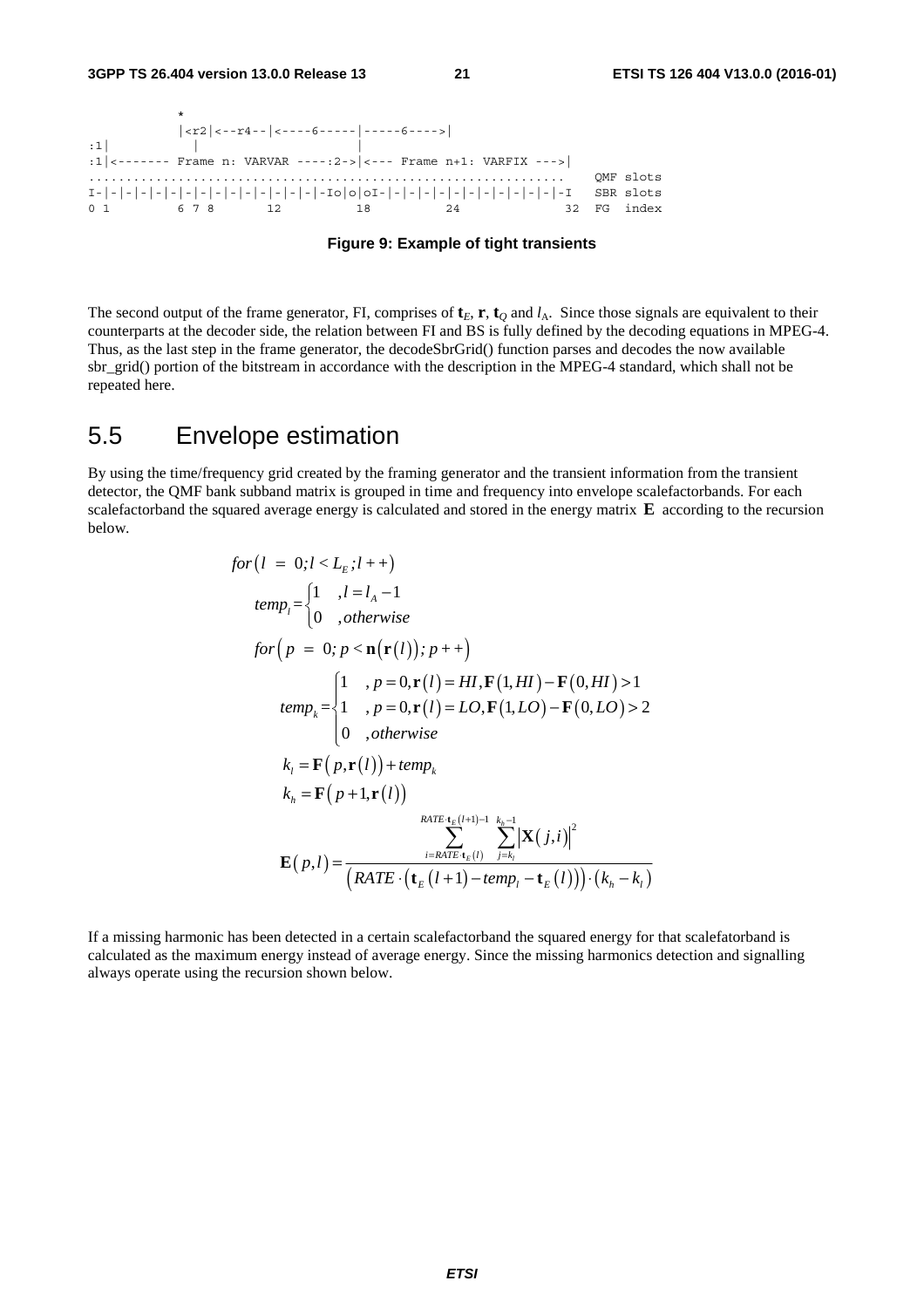```
            *
            |<r2|<--r4--|<----6-----|-----6---->|
:1|           |                     |
:1|<------- Frame n: VARVAR ----:2->|<--- Frame n+1: VARFIX --->|
...............................................................    QMF slots
I-|-|-|-|-|-|-|-|-|-|-|-|-|-|-|-|-Io|o|oI-|-|-|-|-|-|-|-|-|-|-|-|-I   SBR slots
0 1         6 7 8       12          18          24              32  FG  index
```

**Figure 9: Example of tight transients**

The second output of the frame generator, FI, comprises of $\mathbf{t}_E$, $\mathbf{r}$, $\mathbf{t}_Q$ and $l_A$. Since those signals are equivalent to their counterparts at the decoder side, the relation between FI and BS is fully defined by the decoding equations in MPEG-4. Thus, as the last step in the frame generator, the decodeSbrGrid() function parses and decodes the now available sbr_grid() portion of the bitstream in accordance with the description in the MPEG-4 standard, which shall not be repeated here.

## 5.5 Envelope estimation

By using the time/frequency grid created by the framing generator and the transient information from the transient detector, the QMF bank subband matrix is grouped in time and frequency into envelope scalefactorbands. For each scalefactorband the squared average energy is calculated and stored in the energy matrix $\mathbf{E}$ according to the recursion below.

$$
\begin{aligned}
& for\left(l \;=\; 0; l < L_E; l++\right) \\
& \quad temp_l = \begin{cases} 1 & , l = l_A - 1 \\ 0 & , otherwise \end{cases} \\
& \quad for\left(p \;=\; 0; p < \mathbf{n}\left(\mathbf{r}\left(l\right)\right); p++\right) \\
& \qquad temp_k = \begin{cases} 1 & , p = 0, \mathbf{r}\left(l\right) = HI, \mathbf{F}\left(1, HI\right) - \mathbf{F}\left(0, HI\right) > 1 \\ 1 & , p = 0, \mathbf{r}\left(l\right) = LO, \mathbf{F}\left(1, LO\right) - \mathbf{F}\left(0, LO\right) > 2 \\ 0 & , otherwise \end{cases} \\
& \qquad k_l = \mathbf{F}\left(p, \mathbf{r}\left(l\right)\right) + temp_k \\
& \qquad k_h = \mathbf{F}\left(p+1, \mathbf{r}\left(l\right)\right) \\
& \qquad \mathbf{E}\left(p, l\right) = \frac{\displaystyle\sum_{i=RATE \cdot \mathbf{t}_E(l)}^{RATE \cdot \mathbf{t}_E(l+1)-1} \sum_{j=k_l}^{k_h - 1} \left|\mathbf{X}\left(j, i\right)\right|^2}{\left(RATE \cdot \left(\mathbf{t}_E\left(l+1\right) - temp_l - \mathbf{t}_E\left(l\right)\right)\right) \cdot \left(k_h - k_l\right)}
\end{aligned}
$$

If a missing harmonic has been detected in a certain scalefactorband the squared energy for that scalefatorband is calculated as the maximum energy instead of average energy. Since the missing harmonics detection and signalling always operate using the recursion shown below.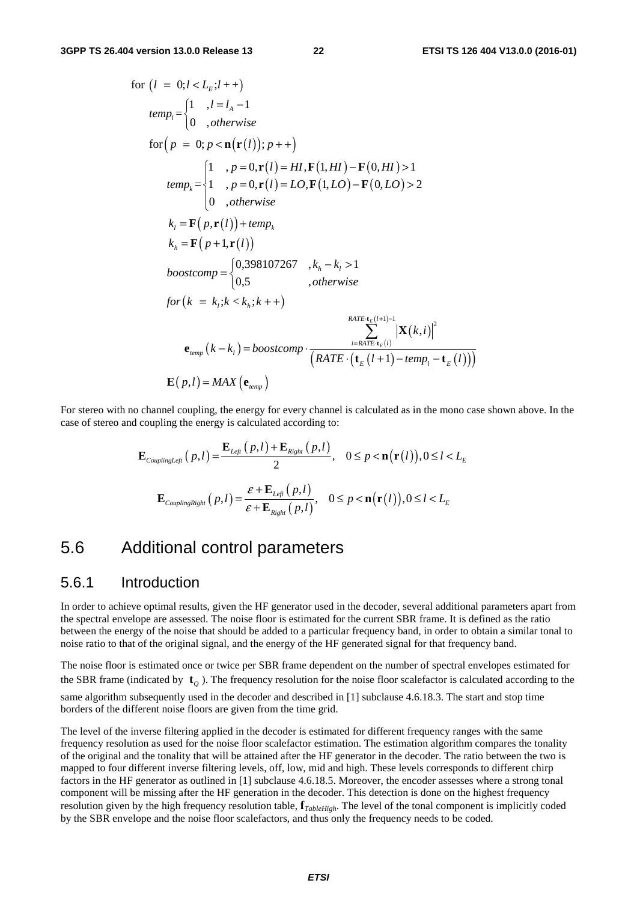$$
\begin{aligned}
&\text{for } \left(l \;=\; 0; l < L_E; l++\right) \\
&\quad temp_l = \begin{cases} 1 & ,l = l_A - 1 \\ 0 & ,otherwise \end{cases} \\
&\quad \text{for}\left(p \;=\; 0; p < \mathbf{n}\left(\mathbf{r}(l)\right); p++\right) \\
&\qquad temp_k = \begin{cases} 1 & ,p = 0, \mathbf{r}(l) = HI, \mathbf{F}(1,HI) - \mathbf{F}(0,HI) > 1 \\ 1 & ,p = 0, \mathbf{r}(l) = LO, \mathbf{F}(1,LO) - \mathbf{F}(0,LO) > 2 \\ 0 & ,otherwise \end{cases} \\
&\qquad k_l = \mathbf{F}\left(p, \mathbf{r}(l)\right) + temp_k \\
&\qquad k_h = \mathbf{F}\left(p+1, \mathbf{r}(l)\right) \\
&\qquad boostcomp = \begin{cases} 0{,}398107267 & ,k_h - k_l > 1 \\ 0{,}5 & ,otherwise \end{cases} \\
&\qquad for\left(k \;=\; k_l; k < k_h; k++\right) \\
&\qquad\quad \mathbf{e}_{temp}\left(k - k_l\right) = boostcomp \cdot \frac{\displaystyle\sum_{i=RATE \cdot \mathbf{t}_E(l)}^{RATE \cdot \mathbf{t}_E(l+1)-1} \left|\mathbf{X}(k,i)\right|^2}{\left(RATE \cdot \left(\mathbf{t}_E(l+1) - temp_l - \mathbf{t}_E(l)\right)\right)} \\
&\qquad \mathbf{E}(p,l) = MAX\left(\mathbf{e}_{temp}\right)
\end{aligned}
$$

For stereo with no channel coupling, the energy for every channel is calculated as in the mono case shown above. In the case of stereo and coupling the energy is calculated according to:

$$
\mathbf{E}_{CouplingLeft}(p,l) = \frac{\mathbf{E}_{Left}(p,l) + \mathbf{E}_{Right}(p,l)}{2}, \quad 0 \le p < \mathbf{n}\left(\mathbf{r}(l)\right), 0 \le l < L_E
$$

$$
\mathbf{E}_{CouplingRight}(p,l) = \frac{\varepsilon + \mathbf{E}_{Left}(p,l)}{\varepsilon + \mathbf{E}_{Right}(p,l)}, \quad 0 \le p < \mathbf{n}\left(\mathbf{r}(l)\right), 0 \le l < L_E
$$

## 5.6 Additional control parameters

### 5.6.1 Introduction

In order to achieve optimal results, given the HF generator used in the decoder, several additional parameters apart from the spectral envelope are assessed. The noise floor is estimated for the current SBR frame. It is defined as the ratio between the energy of the noise that should be added to a particular frequency band, in order to obtain a similar tonal to noise ratio to that of the original signal, and the energy of the HF generated signal for that frequency band.

The noise floor is estimated once or twice per SBR frame dependent on the number of spectral envelopes estimated for the SBR frame (indicated by $\mathbf{t}_Q$). The frequency resolution for the noise floor scalefactor is calculated according to the same algorithm subsequently used in the decoder and described in [1] subclause 4.6.18.3. The start and stop time borders of the different noise floors are given from the time grid.

The level of the inverse filtering applied in the decoder is estimated for different frequency ranges with the same frequency resolution as used for the noise floor scalefactor estimation. The estimation algorithm compares the tonality of the original and the tonality that will be attained after the HF generator in the decoder. The ratio between the two is mapped to four different inverse filtering levels, off, low, mid and high. These levels corresponds to different chirp factors in the HF generator as outlined in [1] subclause 4.6.18.5. Moreover, the encoder assesses where a strong tonal component will be missing after the HF generation in the decoder. This detection is done on the highest frequency resolution given by the high frequency resolution table, $\mathbf{f}_{TableHigh}$. The level of the tonal component is implicitly coded by the SBR envelope and the noise floor scalefactors, and thus only the frequency needs to be coded.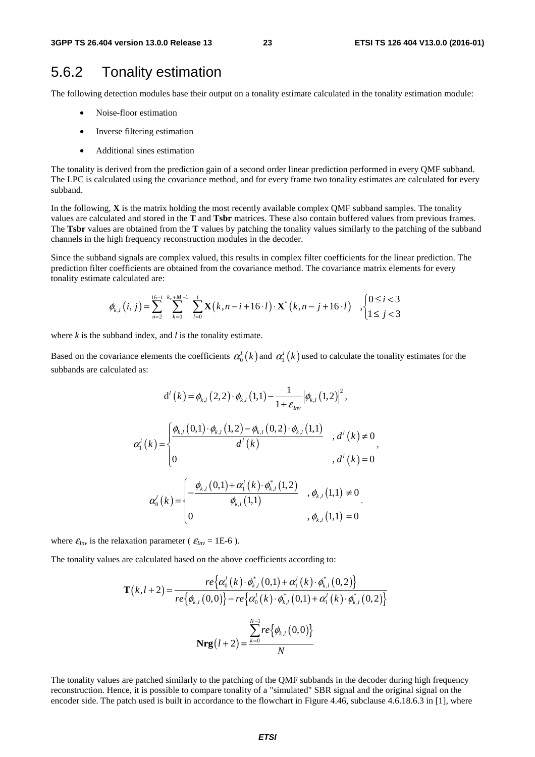## 5.6.2 Tonality estimation

The following detection modules base their output on a tonality estimate calculated in the tonality estimation module:

- Noise-floor estimation
- Inverse filtering estimation
- Additional sines estimation

The tonality is derived from the prediction gain of a second order linear prediction performed in every QMF subband. The LPC is calculated using the covariance method, and for every frame two tonality estimates are calculated for every subband.

In the following, **X** is the matrix holding the most recently available complex QMF subband samples. The tonality values are calculated and stored in the **T** and **Tsbr** matrices. These also contain buffered values from previous frames. The **Tsbr** values are obtained from the **T** values by patching the tonality values similarly to the patching of the subband channels in the high frequency reconstruction modules in the decoder.

Since the subband signals are complex valued, this results in complex filter coefficients for the linear prediction. The prediction filter coefficients are obtained from the covariance method. The covariance matrix elements for every tonality estimate calculated are:

$$\phi_{k,l}(i,j) = \sum_{n=2}^{16-1} \sum_{k=0}^{k_x+M-1} \sum_{l=0}^{1} \mathbf{X}(k, n-i+16\cdot l)\cdot \mathbf{X}^*(k, n-j+16\cdot l) \quad , \begin{cases} 0 \le i < 3 \\ 1 \le j < 3 \end{cases}$$

where $k$ is the subband index, and $l$ is the tonality estimate.

Based on the covariance elements the coefficients $\alpha_0^l(k)$ and $\alpha_1^l(k)$ used to calculate the tonality estimates for the subbands are calculated as:

$$\mathrm{d}^l(k) = \phi_{k,l}(2,2)\cdot\phi_{k,l}(1,1) - \frac{1}{1+\varepsilon_{Inv}}\left|\phi_{k,l}(1,2)\right|^2,$$

$$\alpha_1^l(k) = \begin{cases} \dfrac{\phi_{k,l}(0,1)\cdot\phi_{k,l}(1,2) - \phi_{k,l}(0,2)\cdot\phi_{k,l}(1,1)}{d^l(k)} & , d^l(k) \neq 0 \\ 0 & , d^l(k) = 0 \end{cases},$$

$$\alpha_0^l(k) = \begin{cases} -\dfrac{\phi_{k,l}(0,1) + \alpha_1^l(k)\cdot\phi_{k,l}^*(1,2)}{\phi_{k,l}(1,1)} & , \phi_{k,l}(1,1) \neq 0 \\ 0 & , \phi_{k,l}(1,1) = 0 \end{cases}.$$

where $\varepsilon_{Inv}$ is the relaxation parameter ( $\varepsilon_{Inv}$ = 1E-6 ).

The tonality values are calculated based on the above coefficients according to:

$$\mathbf{T}(k,l+2) = \frac{re\left\{\alpha_0^l(k)\cdot\phi_{k,l}^*(0,1) + \alpha_1^l(k)\cdot\phi_{k,l}^*(0,2)\right\}}{re\left\{\phi_{k,l}(0,0)\right\} - re\left\{\alpha_0^l(k)\cdot\phi_{k,l}^*(0,1) + \alpha_1^l(k)\cdot\phi_{k,l}^*(0,2)\right\}}$$

$$\mathbf{Nrg}(l+2) = \frac{\sum_{k=0}^{N-1} re\left\{\phi_{k,l}(0,0)\right\}}{N}$$

The tonality values are patched similarly to the patching of the QMF subbands in the decoder during high frequency reconstruction. Hence, it is possible to compare tonality of a "simulated" SBR signal and the original signal on the encoder side. The patch used is built in accordance to the flowchart in Figure 4.46, subclause 4.6.18.6.3 in [1], where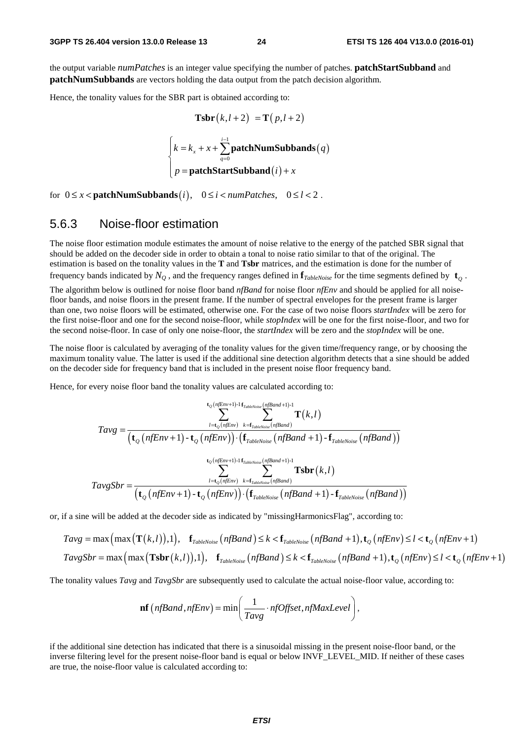the output variable *numPatches* is an integer value specifying the number of patches. **patchStartSubband** and **patchNumSubbands** are vectors holding the data output from the patch decision algorithm.

Hence, the tonality values for the SBR part is obtained according to:

$$\mathbf{Tsbr}(k,l+2) = \mathbf{T}(p,l+2)$$

$$\begin{cases} k = k_x + x + \sum_{q=0}^{i-1} \mathbf{patchNumSubbands}(q) \\ p = \mathbf{patchStartSubband}(i) + x \end{cases}$$

for $0 \le x < \mathbf{patchNumSubbands}(i), \quad 0 \le i < numPatches, \quad 0 \le l < 2$ .

### 5.6.3 Noise-floor estimation

The noise floor estimation module estimates the amount of noise relative to the energy of the patched SBR signal that should be added on the decoder side in order to obtain a tonal to noise ratio similar to that of the original. The estimation is based on the tonality values in the **T** and **Tsbr** matrices, and the estimation is done for the number of frequency bands indicated by $N_Q$ , and the frequency ranges defined in $\mathbf{f}_{TableNoise}$ for the time segments defined by $\mathbf{t}_Q$ .

The algorithm below is outlined for noise floor band *nfBand* for noise floor *nfEnv* and should be applied for all noise-floor bands, and noise floors in the present frame. If the number of spectral envelopes for the present frame is larger than one, two noise floors will be estimated, otherwise one. For the case of two noise floors *startIndex* will be zero for the first noise-floor and one for the second noise-floor, while *stopIndex* will be one for the first noise-floor, and two for the second noise-floor. In case of only one noise-floor, the *startIndex* will be zero and the *stopIndex* will be one.

The noise floor is calculated by averaging of the tonality values for the given time/frequency range, or by choosing the maximum tonality value. The latter is used if the additional sine detection algorithm detects that a sine should be added on the decoder side for frequency band that is included in the present noise floor frequency band.

Hence, for every noise floor band the tonality values are calculated according to:

$$Tavg = \frac{\sum_{l=\mathbf{t}_Q(nfEnv)}^{\mathbf{t}_Q(nfEnv+1)-1} \sum_{k=\mathbf{f}_{TableNoise}(nfBand)}^{\mathbf{f}_{TableNoise}(nfBand+1)-1} \mathbf{T}(k,l)}{\left(\mathbf{t}_Q(nfEnv+1) - \mathbf{t}_Q(nfEnv)\right) \cdot \left(\mathbf{f}_{TableNoise}(nfBand+1) - \mathbf{f}_{TableNoise}(nfBand)\right)}$$

$$TavgSbr = \frac{\sum_{l=\mathbf{t}_Q(nfEnv)}^{\mathbf{t}_Q(nfEnv+1)-1} \sum_{k=\mathbf{f}_{TableNoise}(nfBand)}^{\mathbf{f}_{TableNoise}(nfBand+1)-1} \mathbf{Tsbr}(k,l)}{\left(\mathbf{t}_Q(nfEnv+1) - \mathbf{t}_Q(nfEnv)\right) \cdot \left(\mathbf{f}_{TableNoise}(nfBand+1) - \mathbf{f}_{TableNoise}(nfBand)\right)}$$

or, if a sine will be added at the decoder side as indicated by "missingHarmonicsFlag", according to:

$$Tavg = \max\left(\max\left(\mathbf{T}(k,l)\right),1\right), \quad \mathbf{f}_{TableNoise}(nfBand) \le k < \mathbf{f}_{TableNoise}(nfBand+1), \mathbf{t}_Q(nfEnv) \le l < \mathbf{t}_Q(nfEnv+1)$$

$$TavgSbr = \max\left(\max\left(\mathbf{Tsbr}(k,l)\right),1\right), \quad \mathbf{f}_{TableNoise}(nfBand) \le k < \mathbf{f}_{TableNoise}(nfBand+1), \mathbf{t}_Q(nfEnv) \le l < \mathbf{t}_Q(nfEnv+1)$$

The tonality values *Tavg* and *TavgSbr* are subsequently used to calculate the actual noise-floor value, according to:

$$\mathbf{nf}(nfBand, nfEnv) = \min\left(\frac{1}{Tavg} \cdot nfOffset, nfMaxLevel\right),$$

if the additional sine detection has indicated that there is a sinusoidal missing in the present noise-floor band, or the inverse filtering level for the present noise-floor band is equal or below INVF_LEVEL_MID. If neither of these cases are true, the noise-floor value is calculated according to: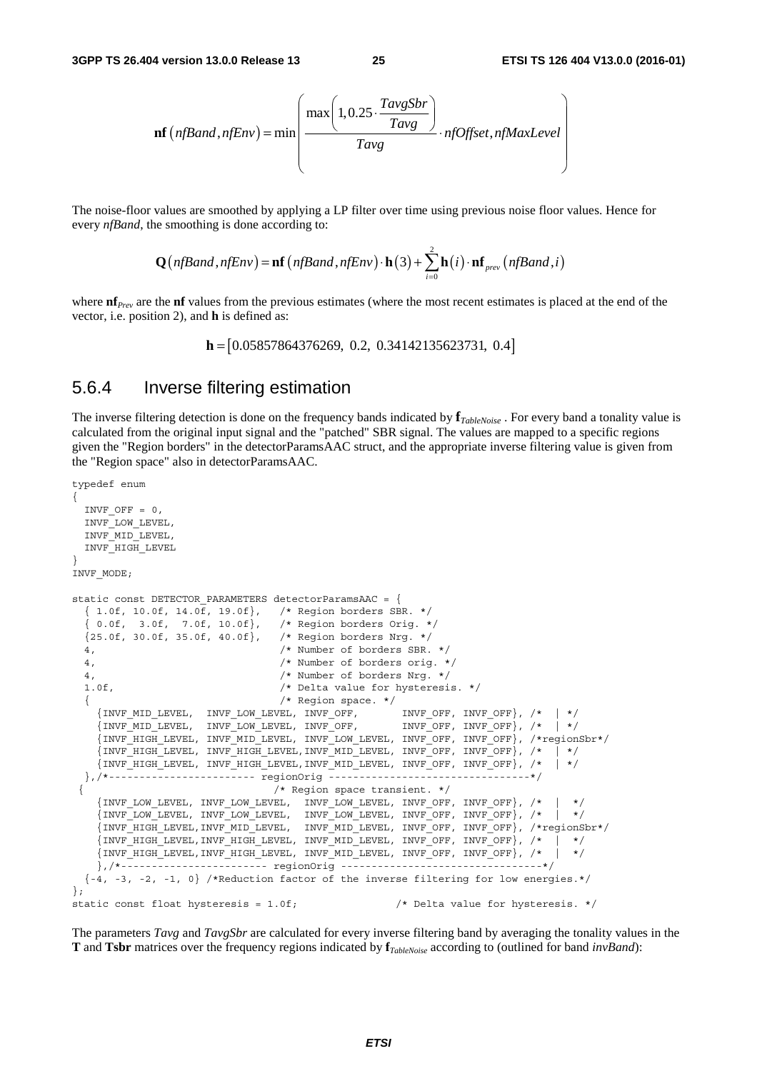$$\mathbf{nf}\left(nfBand, nfEnv\right) = \min\left(\frac{\max\left(1, 0.25\cdot\dfrac{TavgSbr}{Tavg}\right)}{Tavg}\cdot nfOffset, nfMaxLevel\right)$$

The noise-floor values are smoothed by applying a LP filter over time using previous noise floor values. Hence for every *nfBand*, the smoothing is done according to:

$$\mathbf{Q}\left(nfBand, nfEnv\right) = \mathbf{nf}\left(nfBand, nfEnv\right)\cdot\mathbf{h}\left(3\right) + \sum_{i=0}^{2}\mathbf{h}\left(i\right)\cdot\mathbf{nf}_{prev}\left(nfBand, i\right)$$

where $\mathbf{nf}_{Prev}$ are the **nf** values from the previous estimates (where the most recent estimates is placed at the end of the vector, i.e. position 2), and **h** is defined as:

$$\mathbf{h} = \left[0.05857864376269,\ 0.2,\ 0.34142135623731,\ 0.4\right]$$

## 5.6.4 Inverse filtering estimation

The inverse filtering detection is done on the frequency bands indicated by $\mathbf{f}_{TableNoise}$ . For every band a tonality value is calculated from the original input signal and the "patched" SBR signal. The values are mapped to a specific regions given the "Region borders" in the detectorParamsAAC struct, and the appropriate inverse filtering value is given from the "Region space" also in detectorParamsAAC.

```
typedef enum
{
  INVF_OFF = 0,
  INVF_LOW_LEVEL,
  INVF_MID_LEVEL,
  INVF_HIGH_LEVEL
}
INVF_MODE;

static const DETECTOR_PARAMETERS detectorParamsAAC = {
  { 1.0f, 10.0f, 14.0f, 19.0f},   /* Region borders SBR. */
  { 0.0f,  3.0f,  7.0f, 10.0f},   /* Region borders Orig. */
  {25.0f, 30.0f, 35.0f, 40.0f},   /* Region borders Nrg. */
  4,                              /* Number of borders SBR. */
  4,                              /* Number of borders orig. */
  4,                              /* Number of borders Nrg. */
  1.0f,                           /* Delta value for hysteresis. */
  {                               /* Region space. */
    {INVF_MID_LEVEL,  INVF_LOW_LEVEL, INVF_OFF,       INVF_OFF, INVF_OFF}, /*  | */
    {INVF_MID_LEVEL,  INVF_LOW_LEVEL, INVF_OFF,       INVF_OFF, INVF_OFF}, /*  | */
    {INVF_HIGH_LEVEL, INVF_MID_LEVEL, INVF_LOW_LEVEL, INVF_OFF, INVF_OFF}, /*regionSbr*/
    {INVF_HIGH_LEVEL, INVF_HIGH_LEVEL,INVF_MID_LEVEL, INVF_OFF, INVF_OFF}, /*  | */
    {INVF_HIGH_LEVEL, INVF_HIGH_LEVEL,INVF_MID_LEVEL, INVF_OFF, INVF_OFF}, /*  | */
  },/*------------------------ regionOrig ---------------------------------*/
 {                                /* Region space transient. */
    {INVF_LOW_LEVEL, INVF_LOW_LEVEL,  INVF_LOW_LEVEL, INVF_OFF, INVF_OFF}, /*  |  */
    {INVF_LOW_LEVEL, INVF_LOW_LEVEL,  INVF_LOW_LEVEL, INVF_OFF, INVF_OFF}, /*  |  */
    {INVF_HIGH_LEVEL,INVF_MID_LEVEL,  INVF_MID_LEVEL, INVF_OFF, INVF_OFF}, /*regionSbr*/
    {INVF_HIGH_LEVEL,INVF_HIGH_LEVEL, INVF_MID_LEVEL, INVF_OFF, INVF_OFF}, /*  |  */
    {INVF_HIGH_LEVEL,INVF_HIGH_LEVEL, INVF_MID_LEVEL, INVF_OFF, INVF_OFF}, /*  |  */
    },/*------------------------ regionOrig ---------------------------------*/
  {-4, -3, -2, -1, 0} /*Reduction factor of the inverse filtering for low energies.*/
};
static const float hysteresis = 1.0f;              /* Delta value for hysteresis. */
```

The parameters *Tavg* and *TavgSbr* are calculated for every inverse filtering band by averaging the tonality values in the **T** and **Tsbr** matrices over the frequency regions indicated by $\mathbf{f}_{TableNoise}$ according to (outlined for band *invBand*):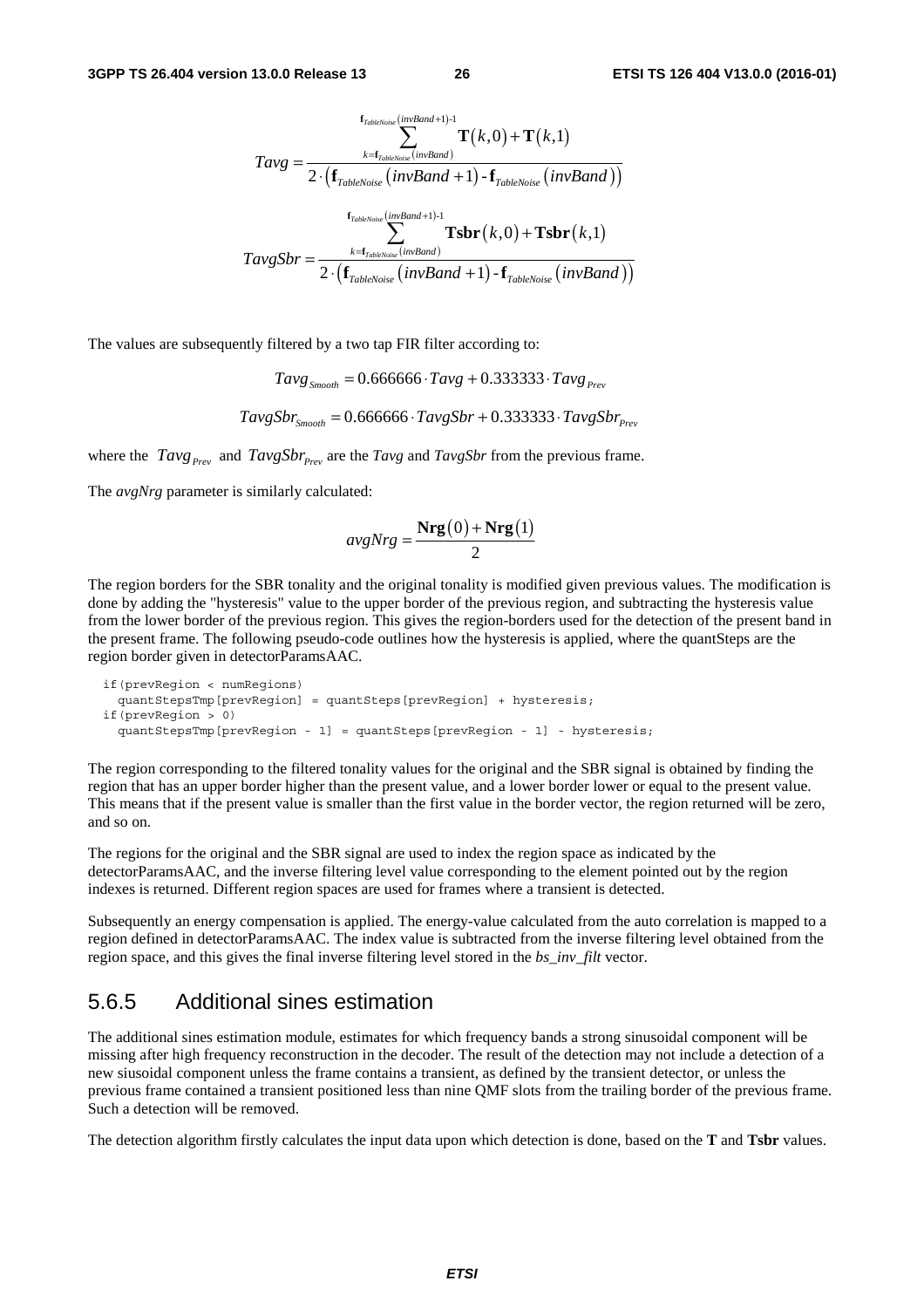$$Tavg = \frac{\sum_{k=\mathbf{f}_{TableNoise}(invBand)}^{\mathbf{f}_{TableNoise}(invBand+1)-1} \mathbf{T}(k,0) + \mathbf{T}(k,1)}{2 \cdot \left(\mathbf{f}_{TableNoise}(invBand+1) - \mathbf{f}_{TableNoise}(invBand)\right)}$$

$$TavgSbr = \frac{\sum_{k=\mathbf{f}_{TableNoise}(invBand)}^{\mathbf{f}_{TableNoise}(invBand+1)-1} \mathbf{Tsbr}(k,0) + \mathbf{Tsbr}(k,1)}{2 \cdot \left(\mathbf{f}_{TableNoise}(invBand+1) - \mathbf{f}_{TableNoise}(invBand)\right)}$$

The values are subsequently filtered by a two tap FIR filter according to:

$$Tavg_{Smooth} = 0.666666 \cdot Tavg + 0.333333 \cdot Tavg_{Prev}$$

$$TavgSbr_{Smooth} = 0.666666 \cdot TavgSbr + 0.333333 \cdot TavgSbr_{Prev}$$

where the $Tavg_{Prev}$ and $TavgSbr_{Prev}$ are the *Tavg* and *TavgSbr* from the previous frame.

The *avgNrg* parameter is similarly calculated:

$$avgNrg = \frac{\mathbf{Nrg}(0) + \mathbf{Nrg}(1)}{2}$$

The region borders for the SBR tonality and the original tonality is modified given previous values. The modification is done by adding the "hysteresis" value to the upper border of the previous region, and subtracting the hysteresis value from the lower border of the previous region. This gives the region-borders used for the detection of the present band in the present frame. The following pseudo-code outlines how the hysteresis is applied, where the quantSteps are the region border given in detectorParamsAAC.

```
if(prevRegion < numRegions)
  quantStepsTmp[prevRegion] = quantSteps[prevRegion] + hysteresis;
if(prevRegion > 0)
  quantStepsTmp[prevRegion - 1] = quantSteps[prevRegion - 1] - hysteresis;
```

The region corresponding to the filtered tonality values for the original and the SBR signal is obtained by finding the region that has an upper border higher than the present value, and a lower border lower or equal to the present value. This means that if the present value is smaller than the first value in the border vector, the region returned will be zero, and so on.

The regions for the original and the SBR signal are used to index the region space as indicated by the detectorParamsAAC, and the inverse filtering level value corresponding to the element pointed out by the region indexes is returned. Different region spaces are used for frames where a transient is detected.

Subsequently an energy compensation is applied. The energy-value calculated from the auto correlation is mapped to a region defined in detectorParamsAAC. The index value is subtracted from the inverse filtering level obtained from the region space, and this gives the final inverse filtering level stored in the *bs_inv_filt* vector.

## 5.6.5 Additional sines estimation

The additional sines estimation module, estimates for which frequency bands a strong sinusoidal component will be missing after high frequency reconstruction in the decoder. The result of the detection may not include a detection of a new siusoidal component unless the frame contains a transient, as defined by the transient detector, or unless the previous frame contained a transient positioned less than nine QMF slots from the trailing border of the previous frame. Such a detection will be removed.

The detection algorithm firstly calculates the input data upon which detection is done, based on the **T** and **Tsbr** values.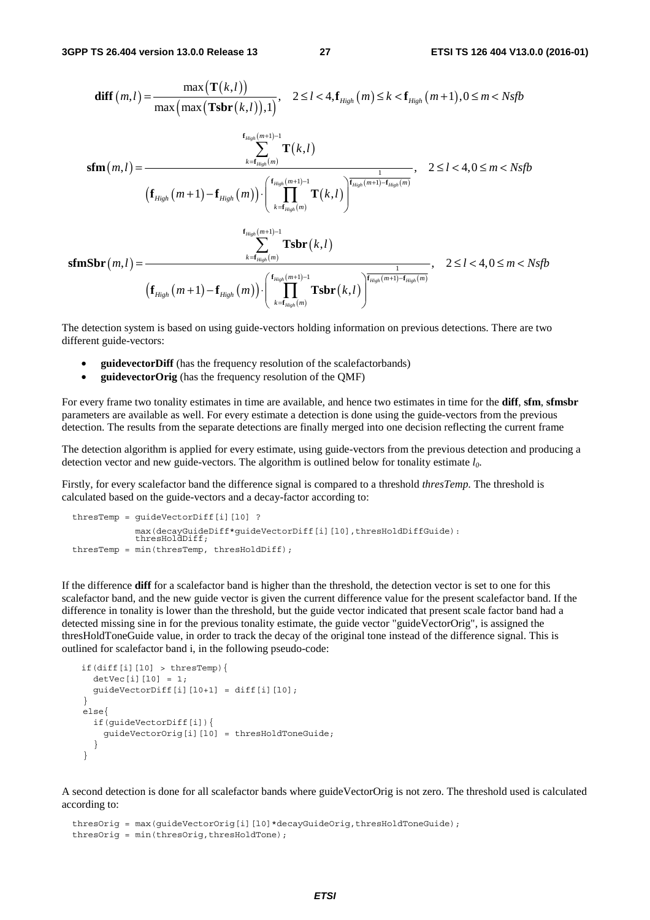$$\mathbf{diff}(m,l) = \frac{\max(\mathbf{T}(k,l))}{\max(\max(\mathbf{Tsbr}(k,l)),1)}, \quad 2 \le l < 4, \mathbf{f}_{High}(m) \le k < \mathbf{f}_{High}(m+1), 0 \le m < Nsfb$$

$$\mathbf{sfm}(m,l) = \frac{\sum_{k=\mathbf{f}_{High}(m)}^{\mathbf{f}_{High}(m+1)-1} \mathbf{T}(k,l)}{(\mathbf{f}_{High}(m+1) - \mathbf{f}_{High}(m)) \cdot \left( \prod_{k=\mathbf{f}_{High}(m)}^{\mathbf{f}_{High}(m+1)-1} \mathbf{T}(k,l) \right)^{\frac{1}{\mathbf{f}_{High}(m+1)-\mathbf{f}_{High}(m)}}}, \quad 2 \le l < 4, 0 \le m < Nsfb$$

$$\mathbf{sfmSbr}(m,l) = \frac{\sum_{k=\mathbf{f}_{High}(m)}^{\mathbf{f}_{High}(m+1)-1} \mathbf{Tsbr}(k,l)}{(\mathbf{f}_{High}(m+1) - \mathbf{f}_{High}(m)) \cdot \left( \prod_{k=\mathbf{f}_{High}(m)}^{\mathbf{f}_{High}(m+1)-1} \mathbf{Tsbr}(k,l) \right)^{\frac{1}{\mathbf{f}_{High}(m+1)-\mathbf{f}_{High}(m)}}}, \quad 2 \le l < 4, 0 \le m < Nsfb$$

The detection system is based on using guide-vectors holding information on previous detections. There are two different guide-vectors:

- **guidevectorDiff** (has the frequency resolution of the scalefactorbands)
- **guidevectorOrig** (has the frequency resolution of the QMF)

For every frame two tonality estimates in time are available, and hence two estimates in time for the **diff**, **sfm**, **sfmsbr** parameters are available as well. For every estimate a detection is done using the guide-vectors from the previous detection. The results from the separate detections are finally merged into one decision reflecting the current frame

The detection algorithm is applied for every estimate, using guide-vectors from the previous detection and producing a detection vector and new guide-vectors. The algorithm is outlined below for tonality estimate $l_0$.

Firstly, for every scalefactor band the difference signal is compared to a threshold *thresTemp.* The threshold is calculated based on the guide-vectors and a decay-factor according to:

```
thresTemp = guideVectorDiff[i][l0] ?
            max(decayGuideDiff*guideVectorDiff[i][l0],thresHoldDiffGuide):
            thresHoldDiff;
thresTemp = min(thresTemp, thresHoldDiff);
```

If the difference **diff** for a scalefactor band is higher than the threshold, the detection vector is set to one for this scalefactor band, and the new guide vector is given the current difference value for the present scalefactor band. If the difference in tonality is lower than the threshold, but the guide vector indicated that present scale factor band had a detected missing sine in for the previous tonality estimate, the guide vector "guideVectorOrig", is assigned the thresHoldToneGuide value, in order to track the decay of the original tone instead of the difference signal. This is outlined for scalefactor band i, in the following pseudo-code:

```
if(diff[i][l0] > thresTemp){
   detVec[i][l0] = 1;
   guideVectorDiff[i][l0+1] = diff[i][l0];
}
else{
   if(guideVectorDiff[i]){
     guideVectorOrig[i][l0] = thresHoldToneGuide;
   }
}
```

A second detection is done for all scalefactor bands where guideVectorOrig is not zero. The threshold used is calculated according to:

```
thresOrig = max(guideVectorOrig[i][l0]*decayGuideOrig,thresHoldToneGuide);
thresOrig = min(thresOrig,thresHoldTone);
```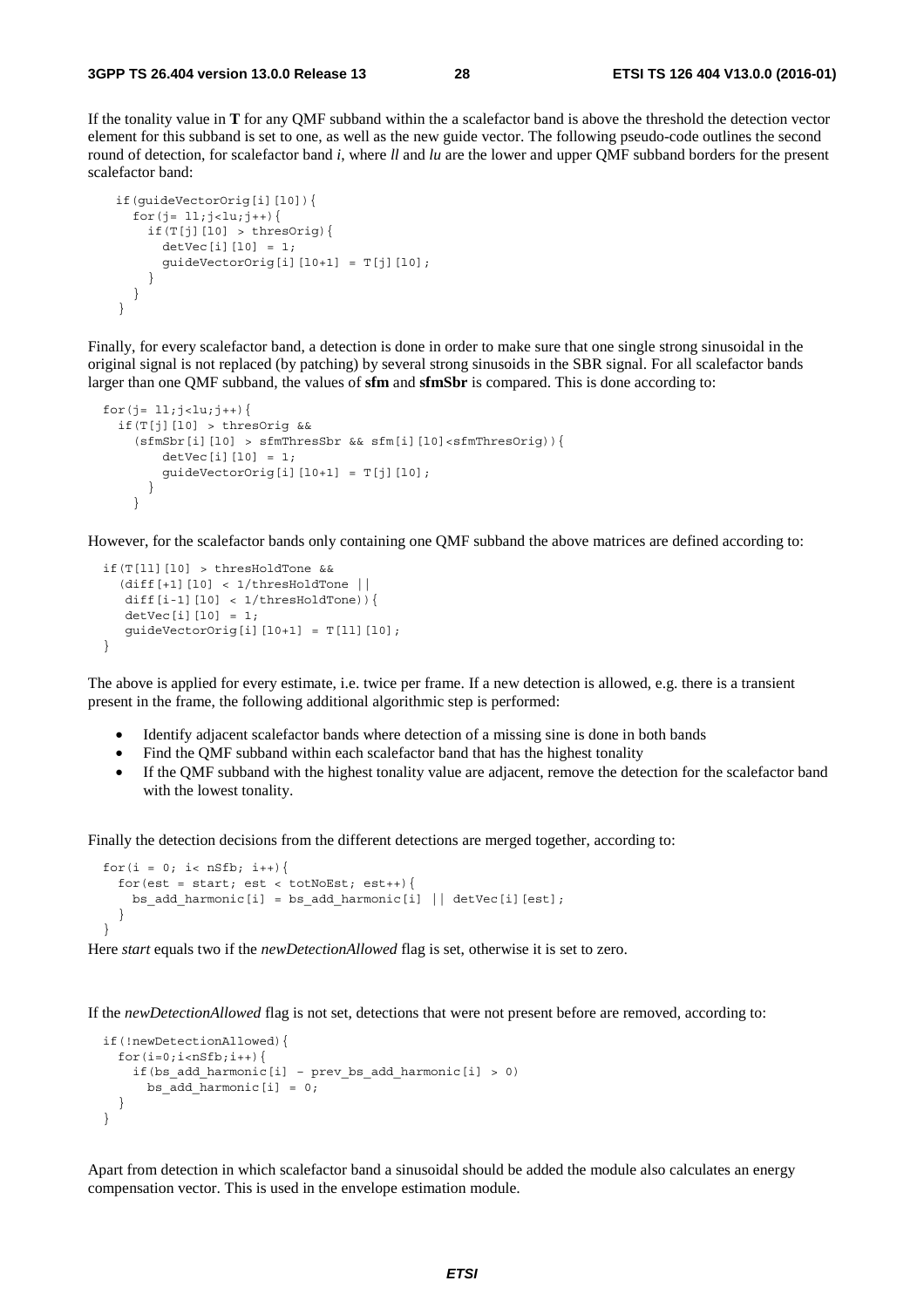If the tonality value in **T** for any QMF subband within the a scalefactor band is above the threshold the detection vector element for this subband is set to one, as well as the new guide vector. The following pseudo-code outlines the second round of detection, for scalefactor band *i*, where *ll* and *lu* are the lower and upper QMF subband borders for the present scalefactor band:

```
if(guideVectorOrig[i][l0]){
  for(j= ll;j<lu;j++){
    if(T[j][l0] > thresOrig){
      detVec[i][l0] = 1;
      guideVectorOrig[i][l0+1] = T[j][l0];
    }
  }
}
```

Finally, for every scalefactor band, a detection is done in order to make sure that one single strong sinusoidal in the original signal is not replaced (by patching) by several strong sinusoids in the SBR signal. For all scalefactor bands larger than one QMF subband, the values of **sfm** and **sfmSbr** is compared. This is done according to:

```
for(j= ll;j<lu;j++){
  if(T[j][l0] > thresOrig &&
    (sfmSbr[i][l0] > sfmThresSbr && sfm[i][l0]<sfmThresOrig)){
        detVec[i][l0] = 1;
        guideVectorOrig[i][l0+1] = T[j][l0];
      }
    }
```

However, for the scalefactor bands only containing one QMF subband the above matrices are defined according to:

```
if(T[ll][l0] > thresHoldTone &&
  (diff[+1][l0] < 1/thresHoldTone ||
   diff[i-1][l0] < 1/thresHoldTone)){
   detVec[i][l0] = 1;
   guideVectorOrig[i][l0+1] = T[ll][l0];
}
```

The above is applied for every estimate, i.e. twice per frame. If a new detection is allowed, e.g. there is a transient present in the frame, the following additional algorithmic step is performed:

- Identify adjacent scalefactor bands where detection of a missing sine is done in both bands
- Find the QMF subband within each scalefactor band that has the highest tonality
- If the QMF subband with the highest tonality value are adjacent, remove the detection for the scalefactor band with the lowest tonality.

Finally the detection decisions from the different detections are merged together, according to:

```
for(i = 0; i< nSfb; i++){
  for(est = start; est < totNoEst; est++){
    bs_add_harmonic[i] = bs_add_harmonic[i] || detVec[i][est];
  }
}
```

Here *start* equals two if the *newDetectionAllowed* flag is set, otherwise it is set to zero.

If the *newDetectionAllowed* flag is not set, detections that were not present before are removed, according to:

```
if(!newDetectionAllowed){
  for(i=0;i<nSfb;i++){
    if(bs_add_harmonic[i] - prev_bs_add_harmonic[i] > 0)
      bs_add_harmonic[i] = 0;
  }
}
```

Apart from detection in which scalefactor band a sinusoidal should be added the module also calculates an energy compensation vector. This is used in the envelope estimation module.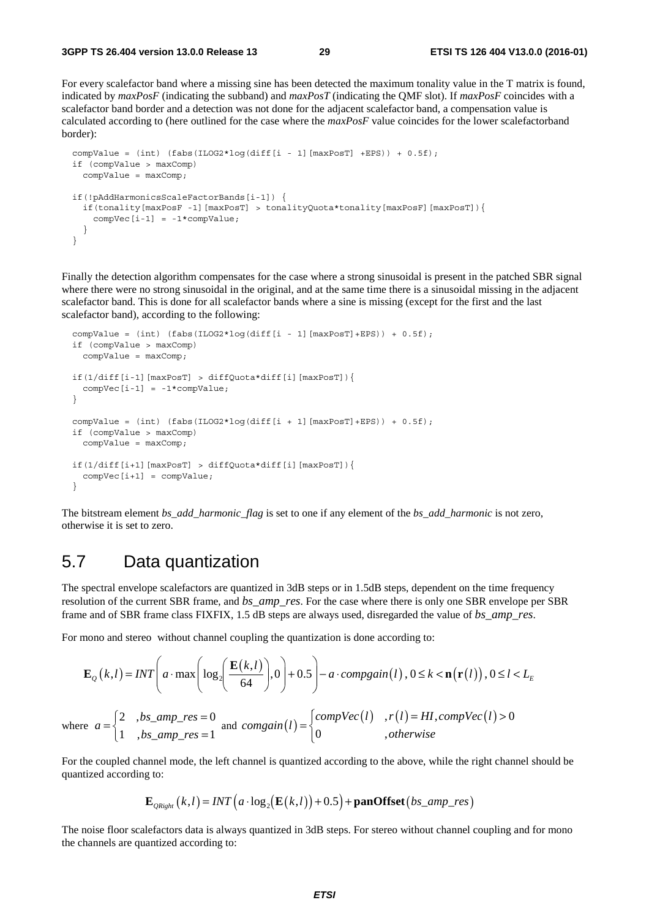For every scalefactor band where a missing sine has been detected the maximum tonality value in the T matrix is found, indicated by *maxPosF* (indicating the subband) and *maxPosT* (indicating the QMF slot). If *maxPosF* coincides with a scalefactor band border and a detection was not done for the adjacent scalefactor band, a compensation value is calculated according to (here outlined for the case where the *maxPosF* value coincides for the lower scalefactorband border):

```
compValue = (int) (fabs(ILOG2*log(diff[i - 1][maxPosT] +EPS)) + 0.5f);
if (compValue > maxComp)
  compValue = maxComp;

if(!pAddHarmonicsScaleFactorBands[i-1]) {
  if(tonality[maxPosF -1][maxPosT] > tonalityQuota*tonality[maxPosF][maxPosT]){
    compVec[i-1] = -1*compValue;
  }
}
```

Finally the detection algorithm compensates for the case where a strong sinusoidal is present in the patched SBR signal where there were no strong sinusoidal in the original, and at the same time there is a sinusoidal missing in the adjacent scalefactor band. This is done for all scalefactor bands where a sine is missing (except for the first and the last scalefactor band), according to the following:

```
compValue = (int) (fabs(ILOG2*log(diff[i - 1][maxPosT]+EPS)) + 0.5f);
if (compValue > maxComp)
  compValue = maxComp;

if(1/diff[i-1][maxPosT] > diffQuota*diff[i][maxPosT]){
  compVec[i-1] = -1*compValue;
}

compValue = (int) (fabs(ILOG2*log(diff[i + 1][maxPosT]+EPS)) + 0.5f);
if (compValue > maxComp)
  compValue = maxComp;

if(1/diff[i+1][maxPosT] > diffQuota*diff[i][maxPosT]){
  compVec[i+1] = compValue;
}
```

The bitstream element *bs_add_harmonic_flag* is set to one if any element of the *bs_add_harmonic* is not zero, otherwise it is set to zero.

## 5.7 Data quantization

The spectral envelope scalefactors are quantized in 3dB steps or in 1.5dB steps, dependent on the time frequency resolution of the current SBR frame, and *bs_amp_res*. For the case where there is only one SBR envelope per SBR frame and of SBR frame class FIXFIX, 1.5 dB steps are always used, disregarded the value of *bs_amp_res*.

For mono and stereo without channel coupling the quantization is done according to:

$$\mathbf{E}_Q(k,l) = INT\left(a \cdot \max\left(\log_2\left(\frac{\mathbf{E}(k,l)}{64}\right), 0\right) + 0.5\right) - a \cdot compgain(l),\ 0 \le k < \mathbf{n}(\mathbf{r}(l)),\ 0 \le l < L_E$$

where $a = \begin{cases} 2 & ,bs\_amp\_res = 0 \\ 1 & ,bs\_amp\_res = 1 \end{cases}$ and $comgain(l) = \begin{cases} compVec(l) & ,r(l) = HI, compVec(l) > 0 \\ 0 & ,otherwise \end{cases}$

For the coupled channel mode, the left channel is quantized according to the above, while the right channel should be quantized according to:

$$\mathbf{E}_{QRight}(k,l) = INT\left(a \cdot \log_2\left(\mathbf{E}(k,l)\right) + 0.5\right) + \mathbf{panOffset}(bs\_amp\_res)$$

The noise floor scalefactors data is always quantized in 3dB steps. For stereo without channel coupling and for mono the channels are quantized according to: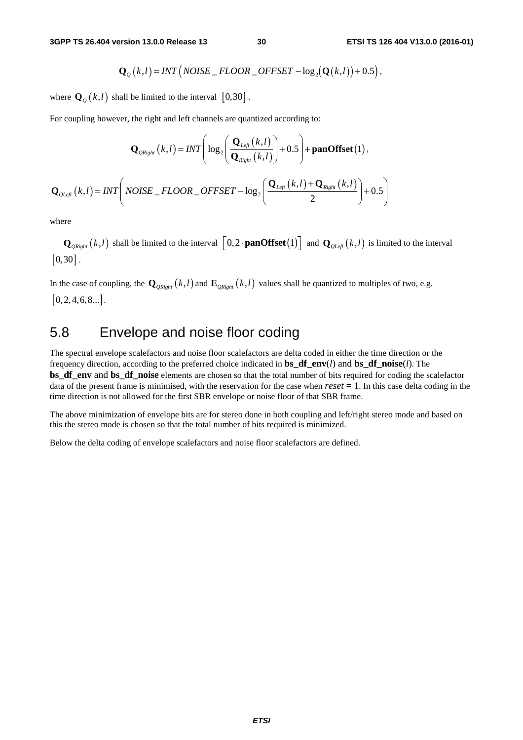$$\mathbf{Q}_Q(k,l) = INT\left(NOISE\_FLOOR\_OFFSET - \log_2\left(\mathbf{Q}(k,l)\right) + 0.5\right),$$

where $\mathbf{Q}_Q(k,l)$ shall be limited to the interval $[0,30]$.

For coupling however, the right and left channels are quantized according to:

$$\mathbf{Q}_{QRight}(k,l) = INT\left(\log_2\left(\frac{\mathbf{Q}_{Left}(k,l)}{\mathbf{Q}_{Right}(k,l)}\right) + 0.5\right) + \mathbf{panOffset}(1),$$

$$\mathbf{Q}_{QLeft}(k,l) = INT\left(NOISE\_FLOOR\_OFFSET - \log_2\left(\frac{\mathbf{Q}_{Left}(k,l) + \mathbf{Q}_{Right}(k,l)}{2}\right) + 0.5\right)$$

where

$\mathbf{Q}_{QRight}(k,l)$ shall be limited to the interval $\left[0, 2 \cdot \mathbf{panOffset}(1)\right]$ and $\mathbf{Q}_{QLeft}(k,l)$ is limited to the interval $[0,30]$.

In the case of coupling, the $\mathbf{Q}_{QRight}(k,l)$ and $\mathbf{E}_{QRight}(k,l)$ values shall be quantized to multiples of two, e.g. $[0,2,4,6,8...]$.

## 5.8 Envelope and noise floor coding

The spectral envelope scalefactors and noise floor scalefactors are delta coded in either the time direction or the frequency direction, according to the preferred choice indicated in **bs_df_env**($l$) and **bs_df_noise**($l$). The **bs_df_env** and **bs_df_noise** elements are chosen so that the total number of bits required for coding the scalefactor data of the present frame is minimised, with the reservation for the case when $reset = 1$. In this case delta coding in the time direction is not allowed for the first SBR envelope or noise floor of that SBR frame.

The above minimization of envelope bits are for stereo done in both coupling and left/right stereo mode and based on this the stereo mode is chosen so that the total number of bits required is minimized.

Below the delta coding of envelope scalefactors and noise floor scalefactors are defined.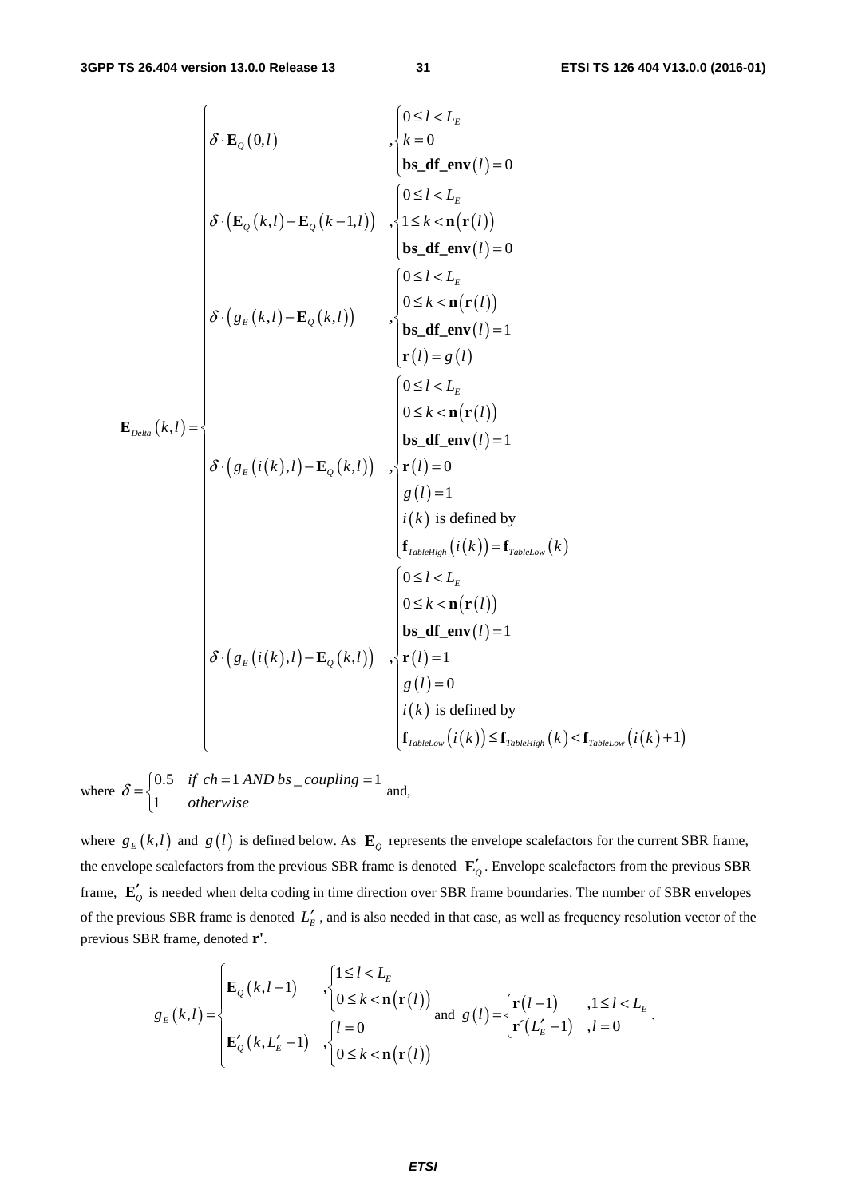$$
\mathbf{E}_{Delta}(k,l) = \begin{cases}
\delta \cdot \mathbf{E}_Q(0,l) & , \begin{cases} 0 \le l < L_E \\ k = 0 \\ \mathbf{bs\_df\_env}(l) = 0 \end{cases} \\
\delta \cdot \left( \mathbf{E}_Q(k,l) - \mathbf{E}_Q(k-1,l) \right) & , \begin{cases} 0 \le l < L_E \\ 1 \le k < \mathbf{n}(\mathbf{r}(l)) \\ \mathbf{bs\_df\_env}(l) = 0 \end{cases} \\
\delta \cdot \left( g_E(k,l) - \mathbf{E}_Q(k,l) \right) & , \begin{cases} 0 \le l < L_E \\ 0 \le k < \mathbf{n}(\mathbf{r}(l)) \\ \mathbf{bs\_df\_env}(l) = 1 \\ \mathbf{r}(l) = g(l) \end{cases} \\
\delta \cdot \left( g_E(i(k),l) - \mathbf{E}_Q(k,l) \right) & , \begin{cases} 0 \le l < L_E \\ 0 \le k < \mathbf{n}(\mathbf{r}(l)) \\ \mathbf{bs\_df\_env}(l) = 1 \\ \mathbf{r}(l) = 0 \\ g(l) = 1 \\ i(k) \text{ is defined by} \\ \mathbf{f}_{TableHigh}(i(k)) = \mathbf{f}_{TableLow}(k) \end{cases} \\
\delta \cdot \left( g_E(i(k),l) - \mathbf{E}_Q(k,l) \right) & , \begin{cases} 0 \le l < L_E \\ 0 \le k < \mathbf{n}(\mathbf{r}(l)) \\ \mathbf{bs\_df\_env}(l) = 1 \\ \mathbf{r}(l) = 1 \\ g(l) = 0 \\ i(k) \text{ is defined by} \\ \mathbf{f}_{TableLow}(i(k)) \le \mathbf{f}_{TableHigh}(k) < \mathbf{f}_{TableLow}(i(k)+1) \end{cases}
\end{cases}
$$

where $\delta = \begin{cases} 0.5 & \text{if } ch = 1 \text{ AND } bs\_coupling = 1 \\ 1 & \text{otherwise} \end{cases}$ and,

where $g_E(k,l)$ and $g(l)$ is defined below. As $\mathbf{E}_Q$ represents the envelope scalefactors for the current SBR frame, the envelope scalefactors from the previous SBR frame is denoted $\mathbf{E}'_Q$. Envelope scalefactors from the previous SBR frame, $\mathbf{E}'_Q$ is needed when delta coding in time direction over SBR frame boundaries. The number of SBR envelopes of the previous SBR frame is denoted $L'_E$, and is also needed in that case, as well as frequency resolution vector of the previous SBR frame, denoted $\mathbf{r}'$.

$$
g_E(k,l) = \begin{cases} \mathbf{E}_Q(k,l-1) & , \begin{cases} 1 \le l < L_E \\ 0 \le k < \mathbf{n}(\mathbf{r}(l)) \end{cases} \\ \mathbf{E}'_Q(k, L'_E - 1) & , \begin{cases} l = 0 \\ 0 \le k < \mathbf{n}(\mathbf{r}(l)) \end{cases} \end{cases} \text{ and } g(l) = \begin{cases} \mathbf{r}(l-1) & , 1 \le l < L_E \\ \mathbf{r}'(L'_E - 1) & , l = 0 \end{cases}.
$$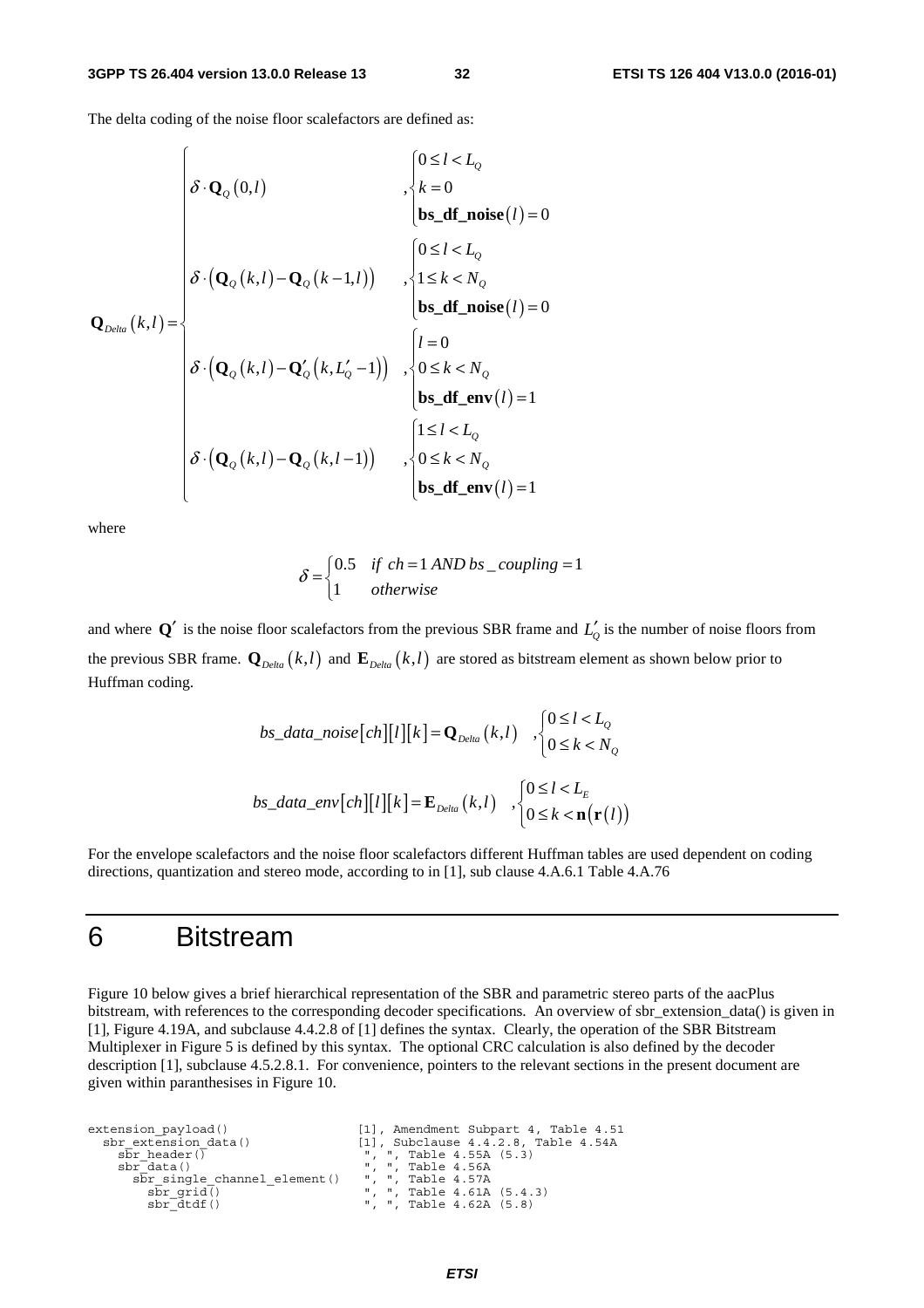The delta coding of the noise floor scalefactors are defined as:

$$
\mathbf{Q}_{Delta}(k,l) = \begin{cases}
\delta \cdot \mathbf{Q}_Q(0,l) & , \begin{cases} 0 \le l < L_Q \\ k = 0 \\ \mathbf{bs\_df\_noise}(l) = 0 \end{cases} \\
\delta \cdot \left( \mathbf{Q}_Q(k,l) - \mathbf{Q}_Q(k-1,l) \right) & , \begin{cases} 0 \le l < L_Q \\ 1 \le k < N_Q \\ \mathbf{bs\_df\_noise}(l) = 0 \end{cases} \\
\delta \cdot \left( \mathbf{Q}_Q(k,l) - \mathbf{Q}'_Q(k, L'_Q - 1) \right) & , \begin{cases} l = 0 \\ 0 \le k < N_Q \\ \mathbf{bs\_df\_env}(l) = 1 \end{cases} \\
\delta \cdot \left( \mathbf{Q}_Q(k,l) - \mathbf{Q}_Q(k,l-1) \right) & , \begin{cases} 1 \le l < L_Q \\ 0 \le k < N_Q \\ \mathbf{bs\_df\_env}(l) = 1 \end{cases}
\end{cases}
$$

where

$$
\delta = \begin{cases} 0.5 & if\ ch = 1\ AND\ bs\_coupling = 1 \\ 1 & otherwise \end{cases}
$$

and where $\mathbf{Q}'$ is the noise floor scalefactors from the previous SBR frame and $L'_Q$ is the number of noise floors from the previous SBR frame. $\mathbf{Q}_{Delta}(k,l)$ and $\mathbf{E}_{Delta}(k,l)$ are stored as bitstream element as shown below prior to Huffman coding.

$$
bs\_data\_noise[ch][l][k] = \mathbf{Q}_{Delta}(k,l) \quad , \begin{cases} 0 \le l < L_Q \\ 0 \le k < N_Q \end{cases}
$$

$$
bs\_data\_env[ch][l][k] = \mathbf{E}_{Delta}(k,l) \quad , \begin{cases} 0 \le l < L_E \\ 0 \le k < \mathbf{n}(\mathbf{r}(l)) \end{cases}
$$

For the envelope scalefactors and the noise floor scalefactors different Huffman tables are used dependent on coding directions, quantization and stereo mode, according to in [1], sub clause 4.A.6.1 Table 4.A.76

# 6 Bitstream

Figure 10 below gives a brief hierarchical representation of the SBR and parametric stereo parts of the aacPlus bitstream, with references to the corresponding decoder specifications. An overview of sbr_extension_data() is given in [1], Figure 4.19A, and subclause 4.4.2.8 of [1] defines the syntax. Clearly, the operation of the SBR Bitstream Multiplexer in Figure 5 is defined by this syntax. The optional CRC calculation is also defined by the decoder description [1], subclause 4.5.2.8.1. For convenience, pointers to the relevant sections in the present document are given within paranthesises in Figure 10.

```
extension_payload()                 [1], Amendment Subpart 4, Table 4.51
  sbr_extension_data()              [1], Subclause 4.4.2.8, Table 4.54A
    sbr_header()                     ", ", Table 4.55A (5.3)
    sbr_data()                       ", ", Table 4.56A
      sbr_single_channel_element()   ", ", Table 4.57A
        sbr_grid()                   ", ", Table 4.61A (5.4.3)
        sbr_dtdf()                   ", ", Table 4.62A (5.8)
```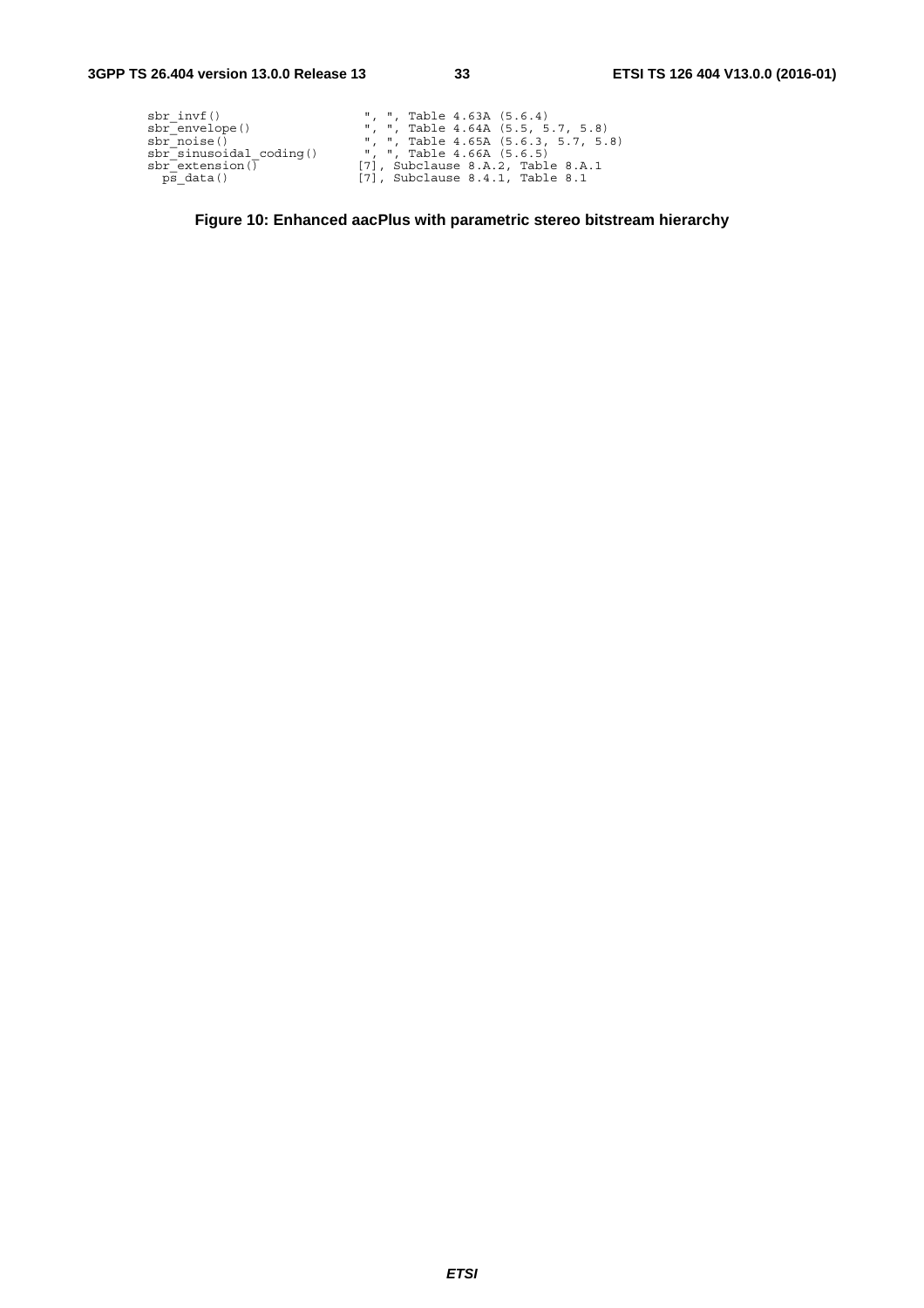```
sbr_invf()                    ", ", Table 4.63A (5.6.4)
sbr_envelope()                ", ", Table 4.64A (5.5, 5.7, 5.8)
sbr_noise()                   ", ", Table 4.65A (5.6.3, 5.7, 5.8)
sbr_sinusoidal_coding()       ", ", Table 4.66A (5.6.5)
sbr_extension()              [7], Subclause 8.A.2, Table 8.A.1
  ps_data()                  [7], Subclause 8.4.1, Table 8.1
```

**Figure 10: Enhanced aacPlus with parametric stereo bitstream hierarchy**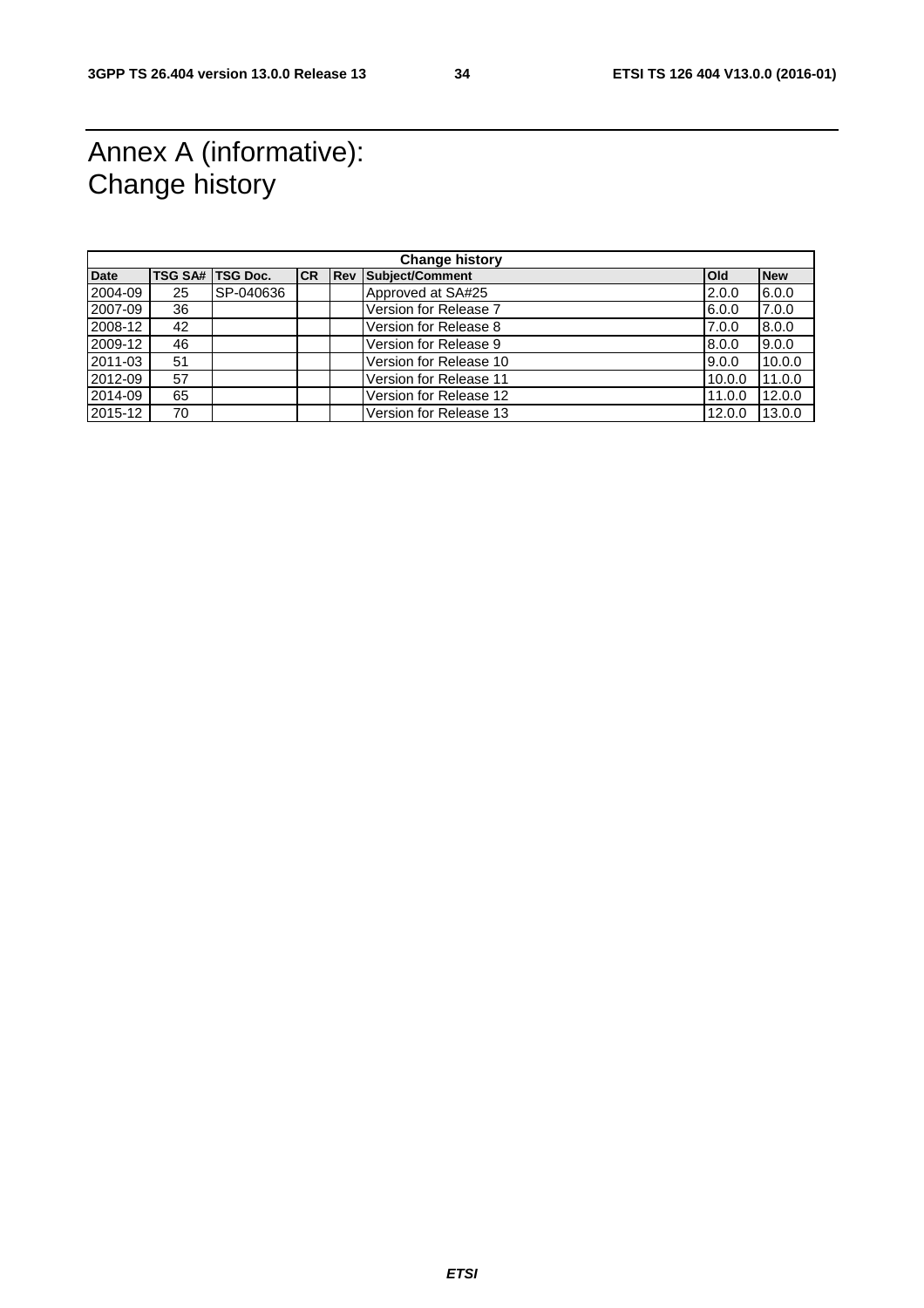# Annex A (informative): Change history

| Change history | | | | | | | |
|---|---|---|---|---|---|---|---|
| **Date** | **TSG SA#** | **TSG Doc.** | **CR** | **Rev** | **Subject/Comment** | **Old** | **New** |
| 2004-09 | 25 | SP-040636 | | | Approved at SA#25 | 2.0.0 | 6.0.0 |
| 2007-09 | 36 | | | | Version for Release 7 | 6.0.0 | 7.0.0 |
| 2008-12 | 42 | | | | Version for Release 8 | 7.0.0 | 8.0.0 |
| 2009-12 | 46 | | | | Version for Release 9 | 8.0.0 | 9.0.0 |
| 2011-03 | 51 | | | | Version for Release 10 | 9.0.0 | 10.0.0 |
| 2012-09 | 57 | | | | Version for Release 11 | 10.0.0 | 11.0.0 |
| 2014-09 | 65 | | | | Version for Release 12 | 11.0.0 | 12.0.0 |
| 2015-12 | 70 | | | | Version for Release 13 | 12.0.0 | 13.0.0 |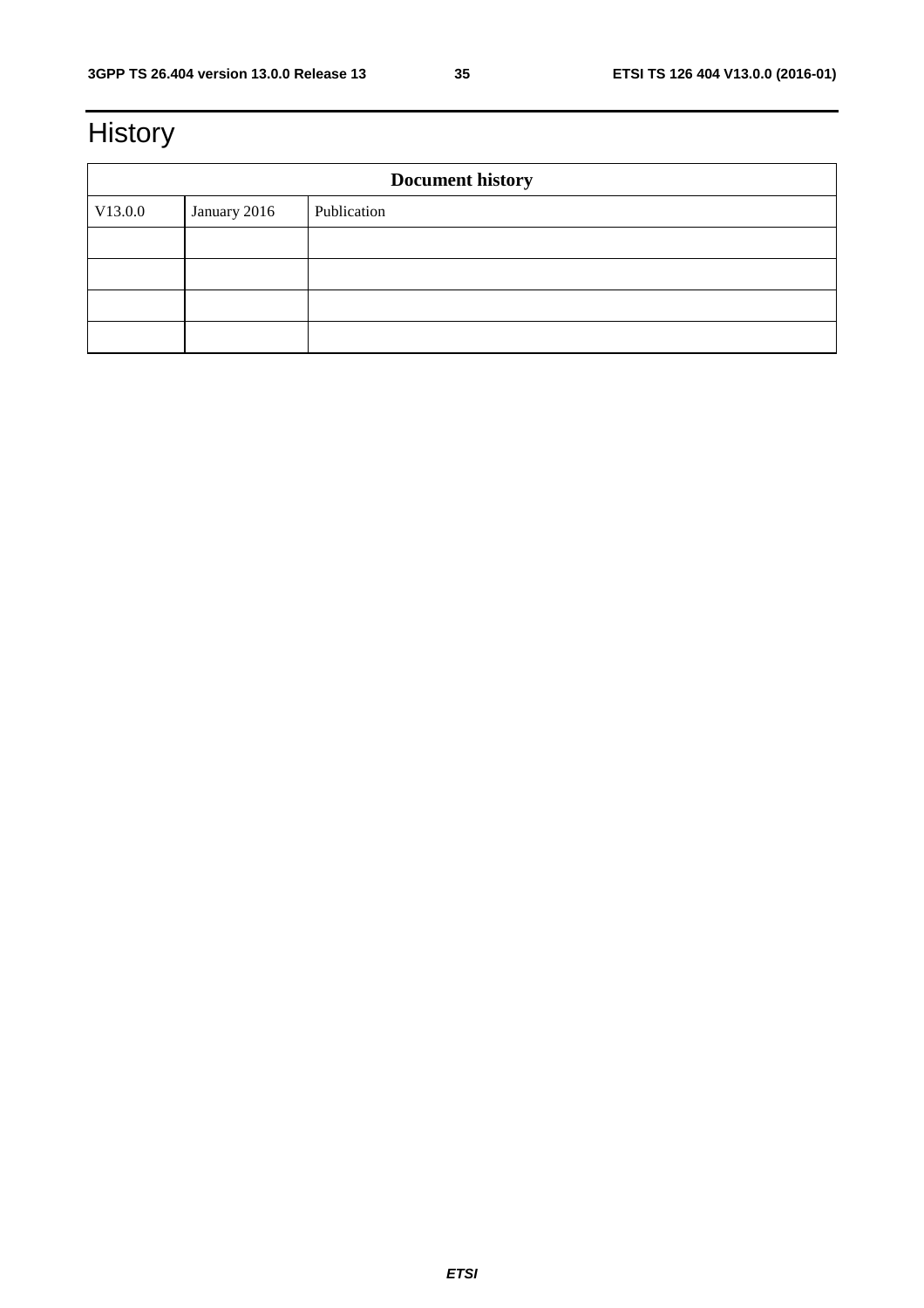# History

| Document history | | |
|---|---|---|
| V13.0.0 | January 2016 | Publication |
| | | |
| | | |
| | | |
| | | |